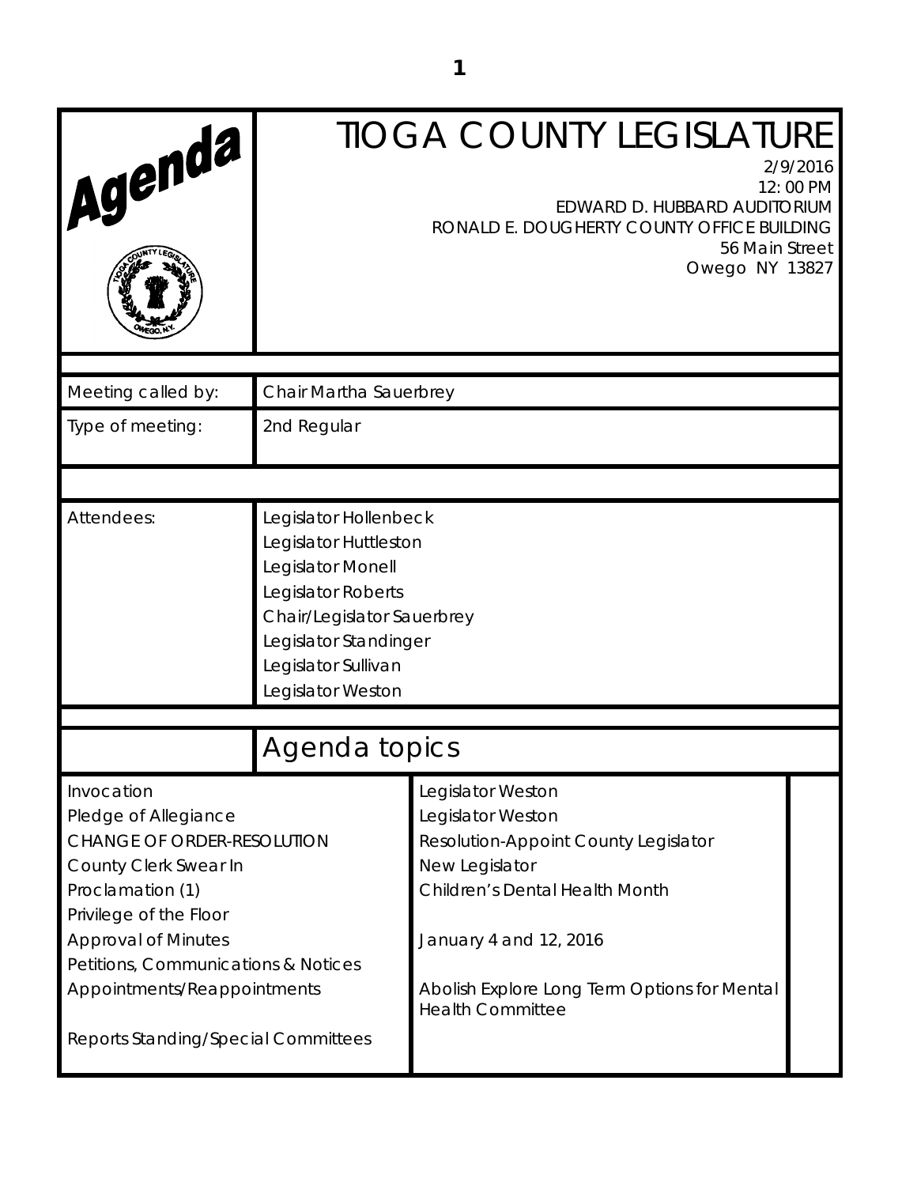# TIOGA COUNTY LEGISLATURE

2/9/2016
12: 00 PM
EDWARD D. HUBBARD AUDITORIUM
RONALD E. DOUGHERTY COUNTY OFFICE BUILDING
56 Main Street
Owego NY 13827

| | |
|---|---|
| Meeting called by: | Chair Martha Sauerbrey |
| Type of meeting: | 2nd Regular |
| Attendees: | Legislator Hollenbeck<br>Legislator Huttleston<br>Legislator Monell<br>Legislator Roberts<br>Chair/Legislator Sauerbrey<br>Legislator Standinger<br>Legislator Sullivan<br>Legislator Weston |

## Agenda topics

| | | |
|---|---|---|
| Invocation | Legislator Weston | |
| Pledge of Allegiance | Legislator Weston | |
| CHANGE OF ORDER-RESOLUTION | Resolution-Appoint County Legislator | |
| County Clerk Swear In | New Legislator | |
| Proclamation (1) | Children's Dental Health Month | |
| Privilege of the Floor | | |
| Approval of Minutes | January 4 and 12, 2016 | |
| Petitions, Communications & Notices | | |
| Appointments/Reappointments | Abolish Explore Long Term Options for Mental Health Committee | |
| Reports Standing/Special Committees | | |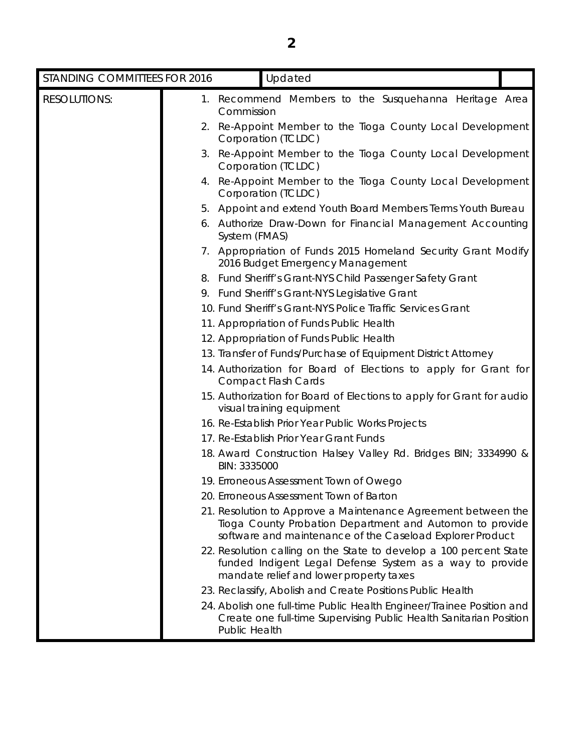| STANDING COMMITTEES FOR 2016 | Updated | |
|---|---|---|
| RESOLUTIONS: | 1. Recommend Members to the Susquehanna Heritage Area Commission<br>2. Re-Appoint Member to the Tioga County Local Development Corporation (TCLDC)<br>3. Re-Appoint Member to the Tioga County Local Development Corporation (TCLDC)<br>4. Re-Appoint Member to the Tioga County Local Development Corporation (TCLDC)<br>5. Appoint and extend Youth Board Members Terms Youth Bureau<br>6. Authorize Draw-Down for Financial Management Accounting System (FMAS)<br>7. Appropriation of Funds 2015 Homeland Security Grant Modify 2016 Budget Emergency Management<br>8. Fund Sheriff's Grant-NYS Child Passenger Safety Grant<br>9. Fund Sheriff's Grant-NYS Legislative Grant<br>10. Fund Sheriff's Grant-NYS Police Traffic Services Grant<br>11. Appropriation of Funds Public Health<br>12. Appropriation of Funds Public Health<br>13. Transfer of Funds/Purchase of Equipment District Attorney<br>14. Authorization for Board of Elections to apply for Grant for Compact Flash Cards<br>15. Authorization for Board of Elections to apply for Grant for audio visual training equipment<br>16. Re-Establish Prior Year Public Works Projects<br>17. Re-Establish Prior Year Grant Funds<br>18. Award Construction Halsey Valley Rd. Bridges BIN; 3334990 & BIN: 3335000<br>19. Erroneous Assessment Town of Owego<br>20. Erroneous Assessment Town of Barton<br>21. Resolution to Approve a Maintenance Agreement between the Tioga County Probation Department and Automon to provide software and maintenance of the Caseload Explorer Product<br>22. Resolution calling on the State to develop a 100 percent State funded Indigent Legal Defense System as a way to provide mandate relief and lower property taxes<br>23. Reclassify, Abolish and Create Positions Public Health<br>24. Abolish one full-time Public Health Engineer/Trainee Position and Create one full-time Supervising Public Health Sanitarian Position Public Health | |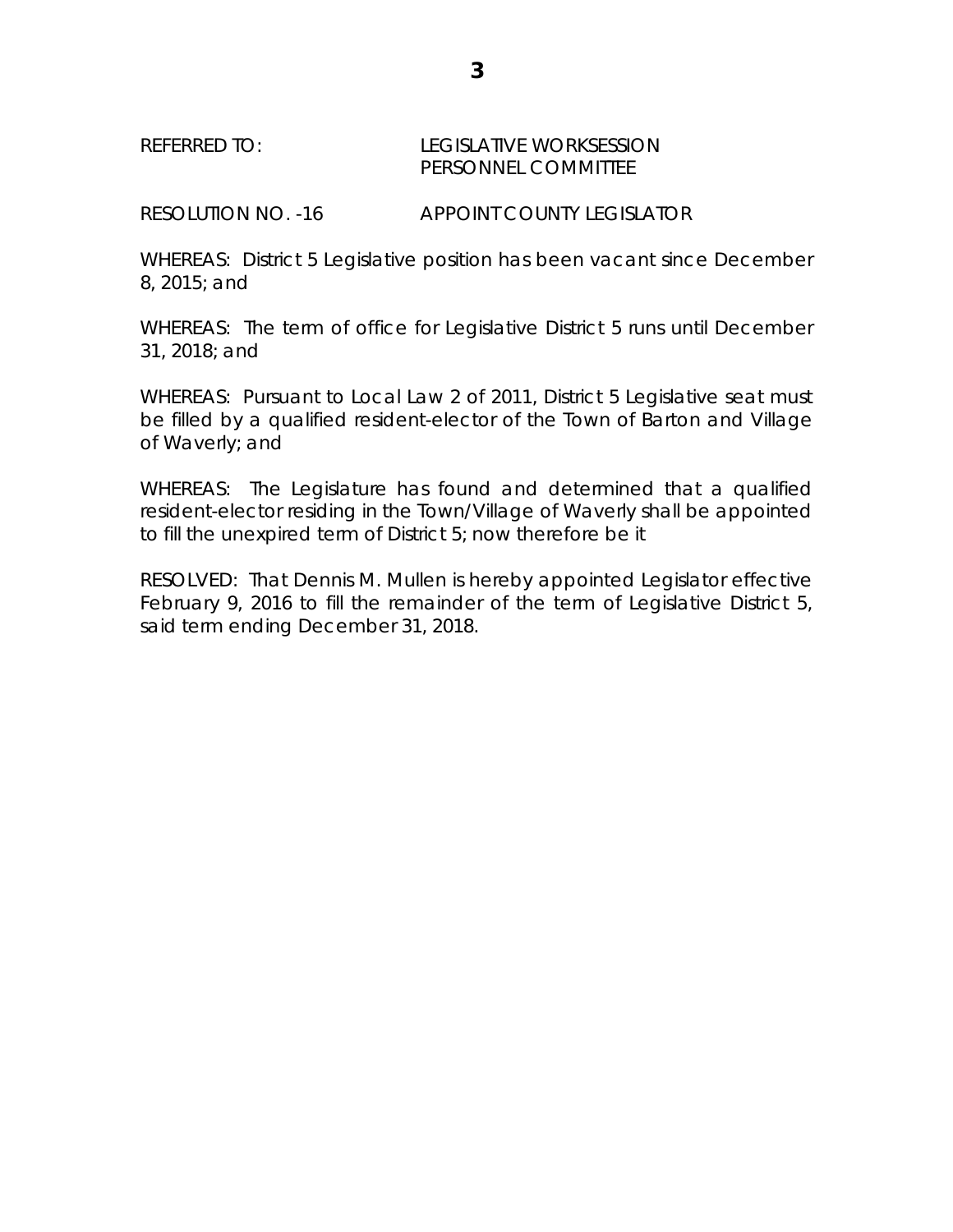REFERRED TO: LEGISLATIVE WORKSESSION
PERSONNEL COMMITTEE

RESOLUTION NO. -16 APPOINT COUNTY LEGISLATOR

WHEREAS: District 5 Legislative position has been vacant since December 8, 2015; and

WHEREAS: The term of office for Legislative District 5 runs until December 31, 2018; and

WHEREAS: Pursuant to Local Law 2 of 2011, District 5 Legislative seat must be filled by a qualified resident-elector of the Town of Barton and Village of Waverly; and

WHEREAS: The Legislature has found and determined that a qualified resident-elector residing in the Town/Village of Waverly shall be appointed to fill the unexpired term of District 5; now therefore be it

RESOLVED: That Dennis M. Mullen is hereby appointed Legislator effective February 9, 2016 to fill the remainder of the term of Legislative District 5, said term ending December 31, 2018.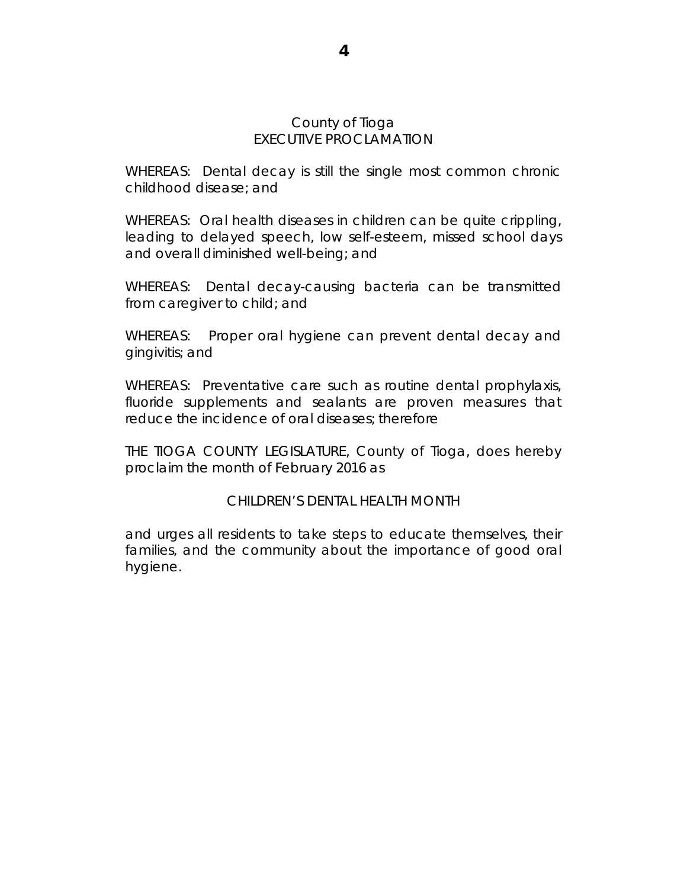County of Tioga
EXECUTIVE PROCLAMATION

WHEREAS: Dental decay is still the single most common chronic childhood disease; and

WHEREAS: Oral health diseases in children can be quite crippling, leading to delayed speech, low self-esteem, missed school days and overall diminished well-being; and

WHEREAS: Dental decay-causing bacteria can be transmitted from caregiver to child; and

WHEREAS: Proper oral hygiene can prevent dental decay and gingivitis; and

WHEREAS: Preventative care such as routine dental prophylaxis, fluoride supplements and sealants are proven measures that reduce the incidence of oral diseases; therefore

THE TIOGA COUNTY LEGISLATURE, County of Tioga, does hereby proclaim the month of February 2016 as

CHILDREN'S DENTAL HEALTH MONTH

and urges all residents to take steps to educate themselves, their families, and the community about the importance of good oral hygiene.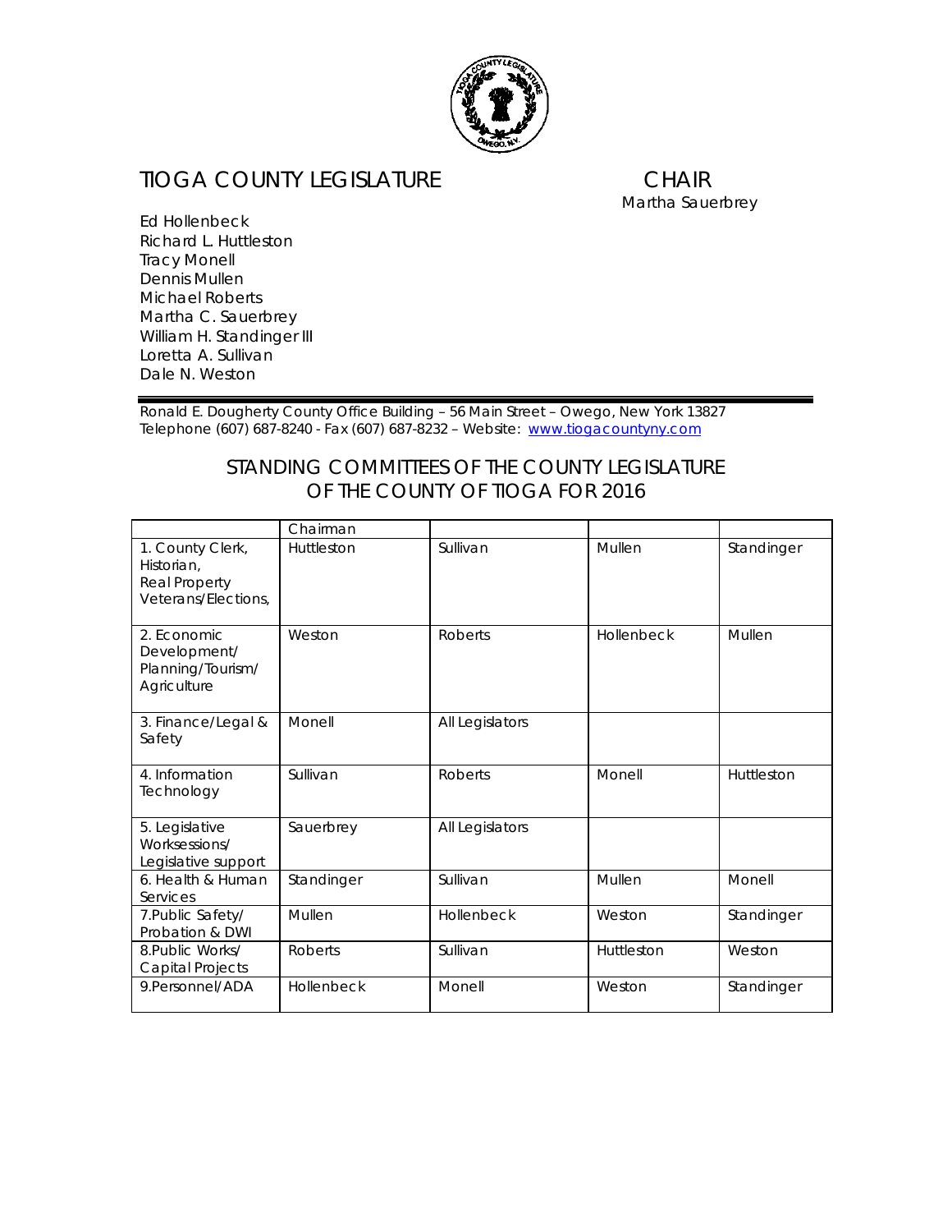# TIOGA COUNTY LEGISLATURE

**CHAIR**
Martha Sauerbrey

Ed Hollenbeck
Richard L. Huttleston
Tracy Monell
Dennis Mullen
Michael Roberts
Martha C. Sauerbrey
William H. Standinger III
Loretta A. Sullivan
Dale N. Weston

Ronald E. Dougherty County Office Building – 56 Main Street – Owego, New York 13827
Telephone (607) 687-8240 - Fax (607) 687-8232 – Website: www.tiogacountyny.com

## STANDING COMMITTEES OF THE COUNTY LEGISLATURE OF THE COUNTY OF TIOGA FOR 2016

| | Chairman | | | |
|---|---|---|---|---|
| 1. County Clerk, Historian, Real Property Veterans/Elections, | Huttleston | Sullivan | Mullen | Standinger |
| 2. Economic Development/ Planning/Tourism/ Agriculture | Weston | Roberts | Hollenbeck | Mullen |
| 3. Finance/Legal & Safety | Monell | All Legislators | | |
| 4. Information Technology | Sullivan | Roberts | Monell | Huttleston |
| 5. Legislative Worksessions/ Legislative support | Sauerbrey | All Legislators | | |
| 6. Health & Human Services | Standinger | Sullivan | Mullen | Monell |
| 7.Public Safety/ Probation & DWI | Mullen | Hollenbeck | Weston | Standinger |
| 8.Public Works/ Capital Projects | Roberts | Sullivan | Huttleston | Weston |
| 9.Personnel/ADA | Hollenbeck | Monell | Weston | Standinger |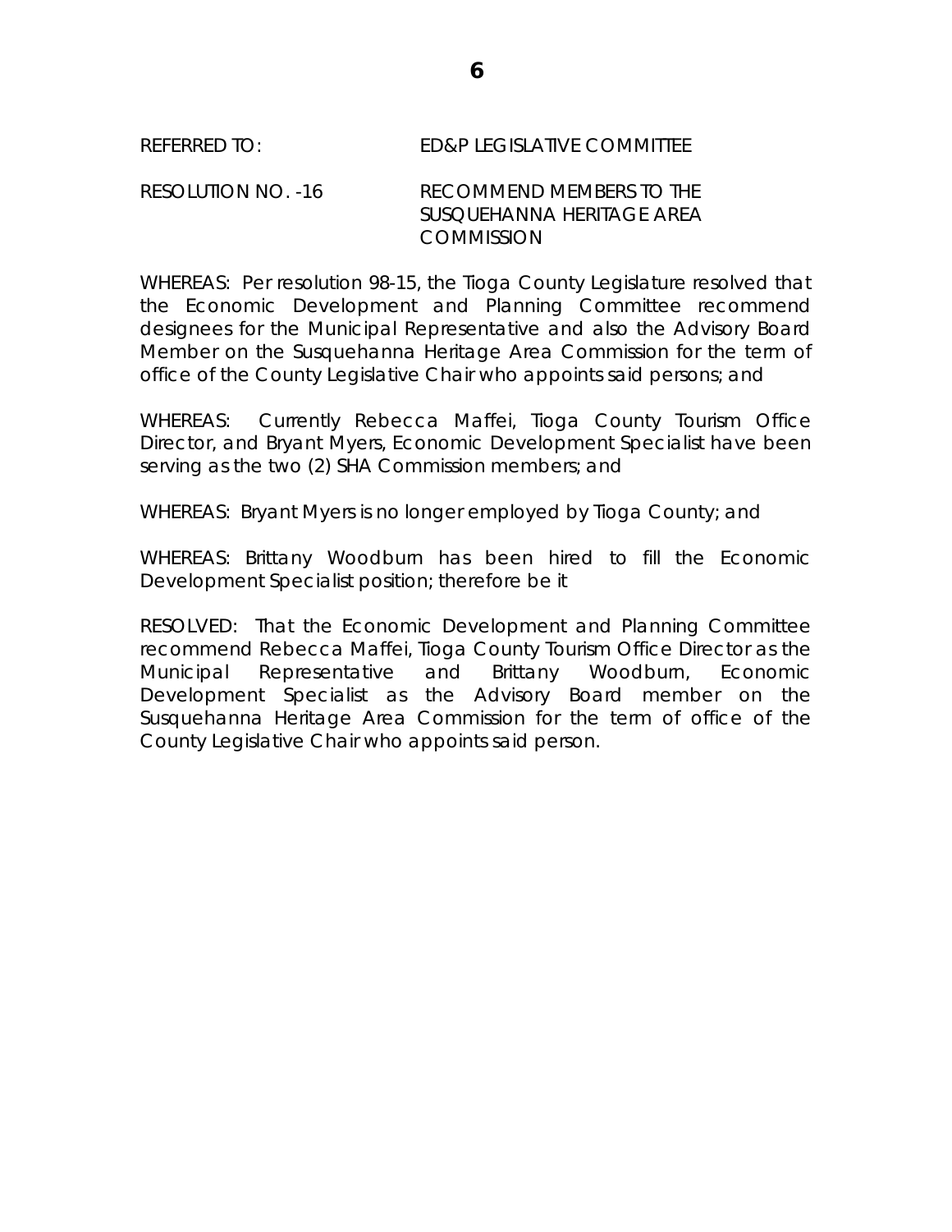REFERRED TO: ED&P LEGISLATIVE COMMITTEE

RESOLUTION NO. -16 RECOMMEND MEMBERS TO THE SUSQUEHANNA HERITAGE AREA COMMISSION

WHEREAS: Per resolution 98-15, the Tioga County Legislature resolved that the Economic Development and Planning Committee recommend designees for the Municipal Representative and also the Advisory Board Member on the Susquehanna Heritage Area Commission for the term of office of the County Legislative Chair who appoints said persons; and

WHEREAS: Currently Rebecca Maffei, Tioga County Tourism Office Director, and Bryant Myers, Economic Development Specialist have been serving as the two (2) SHA Commission members; and

WHEREAS: Bryant Myers is no longer employed by Tioga County; and

WHEREAS: Brittany Woodburn has been hired to fill the Economic Development Specialist position; therefore be it

RESOLVED: That the Economic Development and Planning Committee recommend Rebecca Maffei, Tioga County Tourism Office Director as the Municipal Representative and Brittany Woodburn, Economic Development Specialist as the Advisory Board member on the Susquehanna Heritage Area Commission for the term of office of the County Legislative Chair who appoints said person.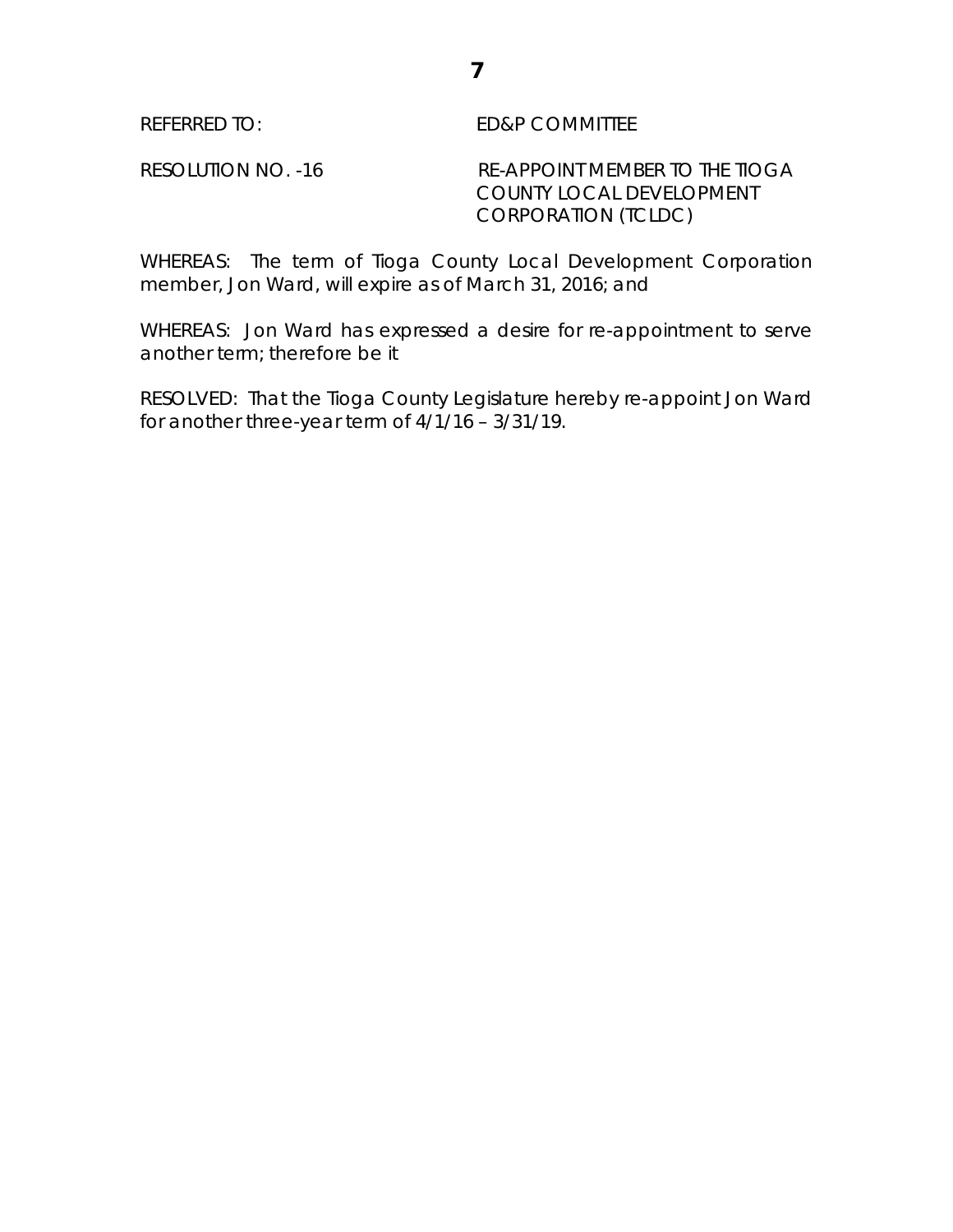REFERRED TO: ED&P COMMITTEE

RESOLUTION NO. -16 RE-APPOINT MEMBER TO THE TIOGA COUNTY LOCAL DEVELOPMENT CORPORATION (TCLDC)

WHEREAS: The term of Tioga County Local Development Corporation member, Jon Ward, will expire as of March 31, 2016; and

WHEREAS: Jon Ward has expressed a desire for re-appointment to serve another term; therefore be it

RESOLVED: That the Tioga County Legislature hereby re-appoint Jon Ward for another three-year term of 4/1/16 – 3/31/19.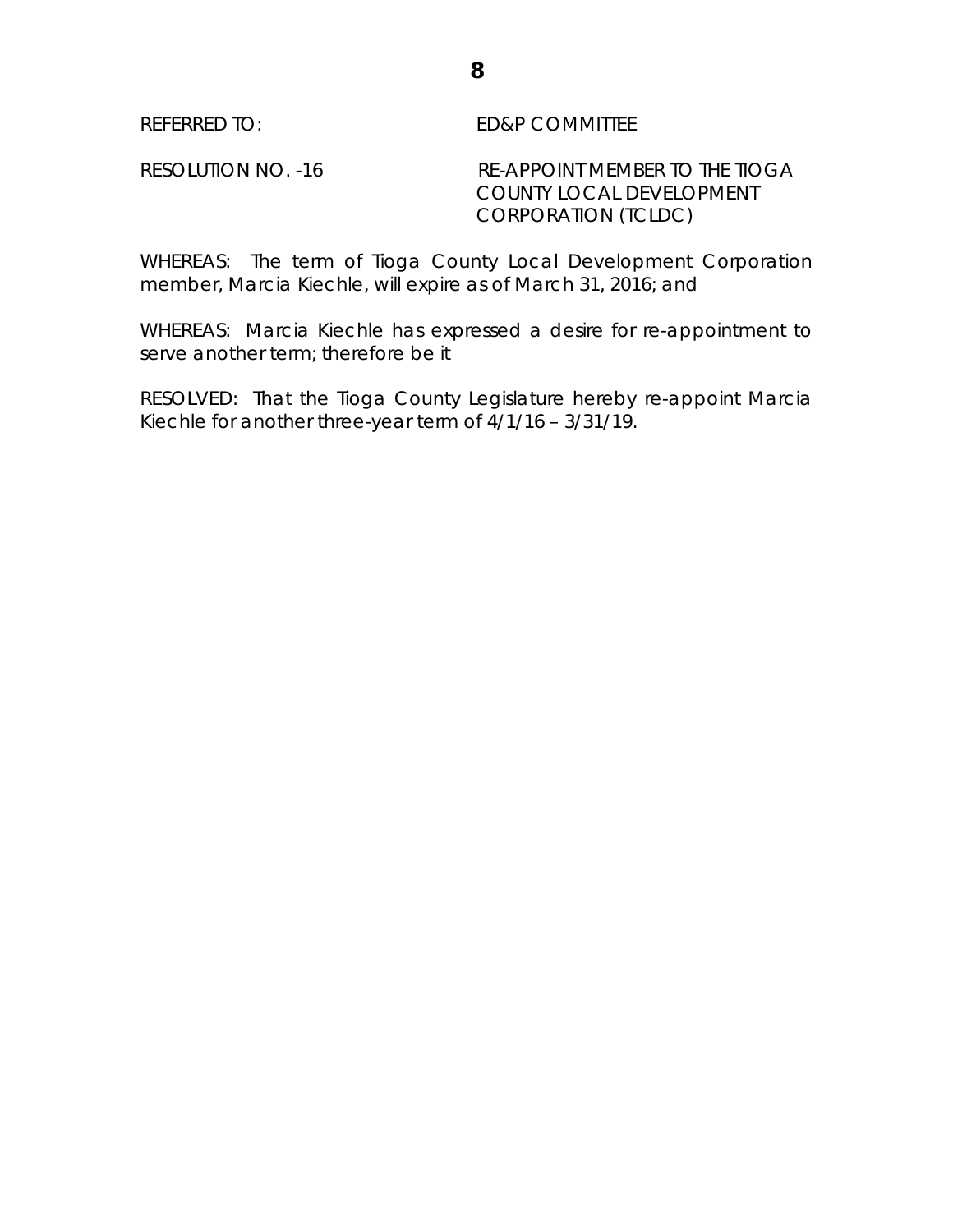REFERRED TO: ED&P COMMITTEE

RESOLUTION NO. -16 RE-APPOINT MEMBER TO THE TIOGA COUNTY LOCAL DEVELOPMENT CORPORATION (TCLDC)

WHEREAS: The term of Tioga County Local Development Corporation member, Marcia Kiechle, will expire as of March 31, 2016; and

WHEREAS: Marcia Kiechle has expressed a desire for re-appointment to serve another term; therefore be it

RESOLVED: That the Tioga County Legislature hereby re-appoint Marcia Kiechle for another three-year term of 4/1/16 – 3/31/19.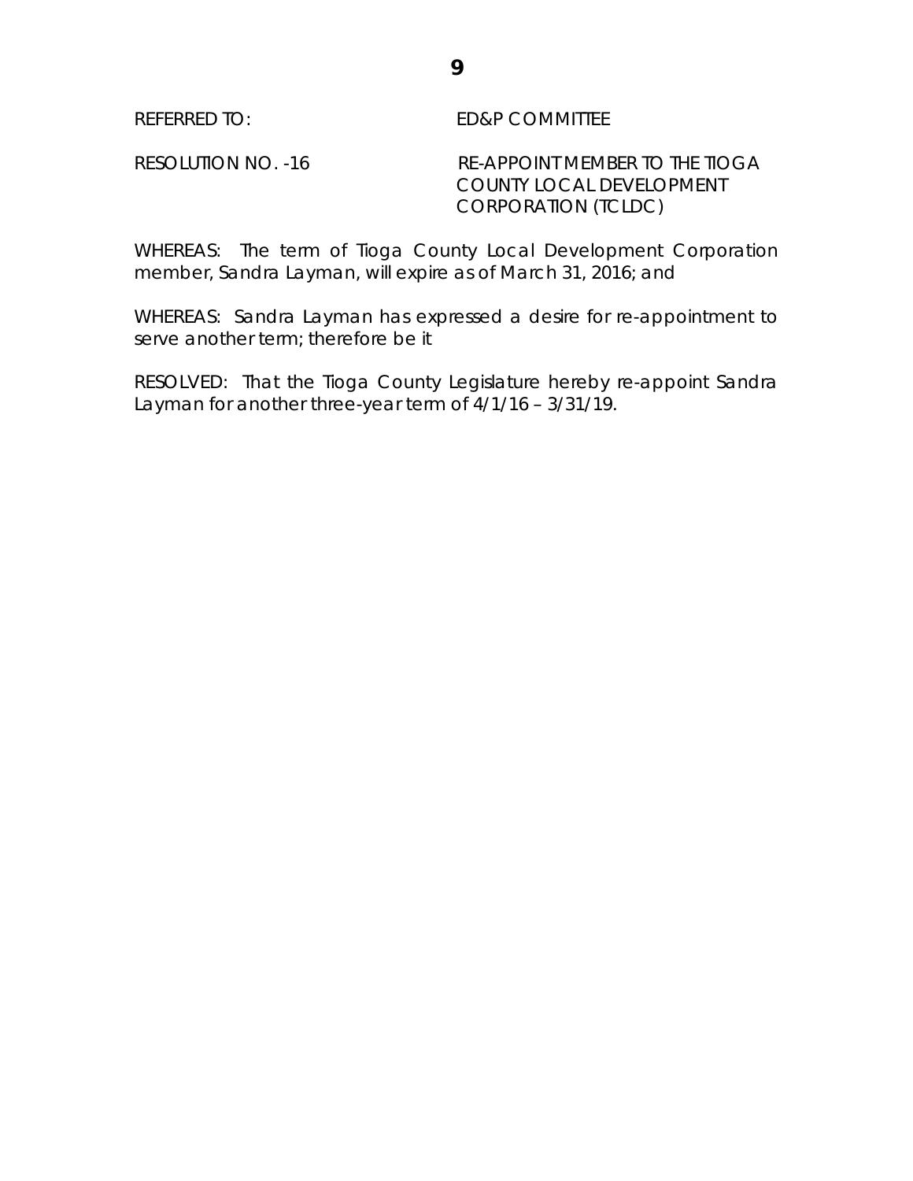REFERRED TO: ED&P COMMITTEE

RESOLUTION NO. -16 RE-APPOINT MEMBER TO THE TIOGA COUNTY LOCAL DEVELOPMENT CORPORATION (TCLDC)

WHEREAS: The term of Tioga County Local Development Corporation member, Sandra Layman, will expire as of March 31, 2016; and

WHEREAS: Sandra Layman has expressed a desire for re-appointment to serve another term; therefore be it

RESOLVED: That the Tioga County Legislature hereby re-appoint Sandra Layman for another three-year term of 4/1/16 – 3/31/19.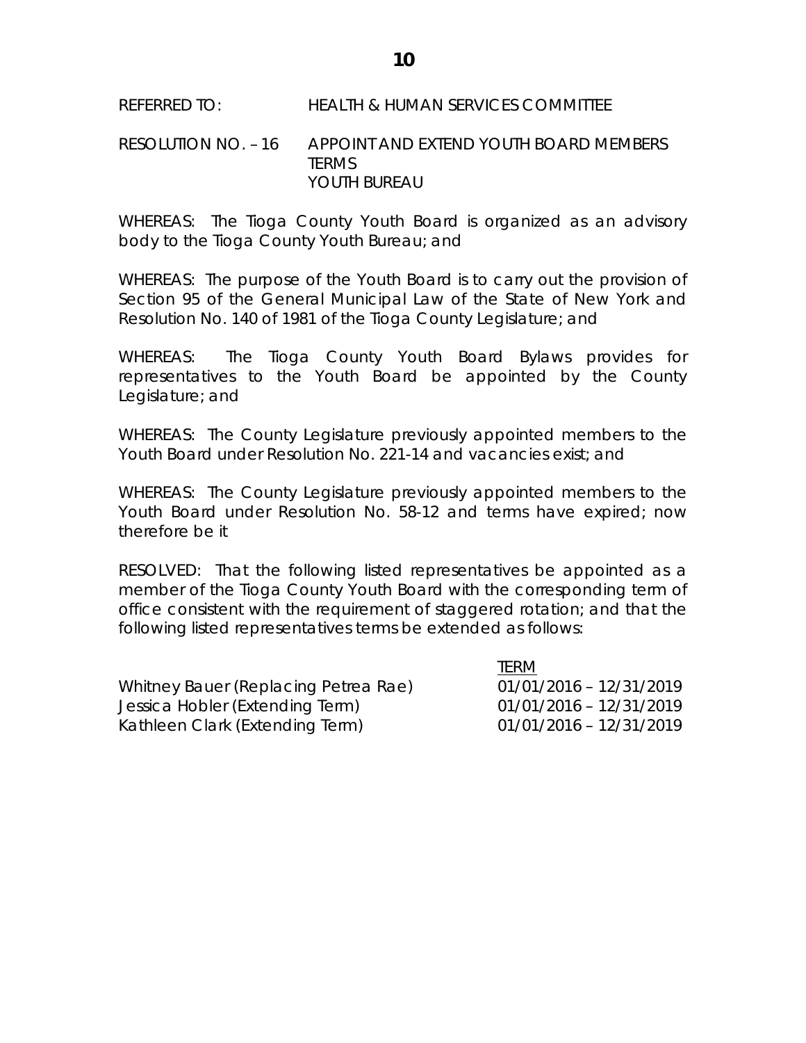REFERRED TO: HEALTH & HUMAN SERVICES COMMITTEE

RESOLUTION NO. – 16 APPOINT AND EXTEND YOUTH BOARD MEMBERS TERMS
YOUTH BUREAU

WHEREAS: The Tioga County Youth Board is organized as an advisory body to the Tioga County Youth Bureau; and

WHEREAS: The purpose of the Youth Board is to carry out the provision of Section 95 of the General Municipal Law of the State of New York and Resolution No. 140 of 1981 of the Tioga County Legislature; and

WHEREAS: The Tioga County Youth Board Bylaws provides for representatives to the Youth Board be appointed by the County Legislature; and

WHEREAS: The County Legislature previously appointed members to the Youth Board under Resolution No. 221-14 and vacancies exist; and

WHEREAS: The County Legislature previously appointed members to the Youth Board under Resolution No. 58-12 and terms have expired; now therefore be it

RESOLVED: That the following listed representatives be appointed as a member of the Tioga County Youth Board with the corresponding term of office consistent with the requirement of staggered rotation; and that the following listed representatives terms be extended as follows:

| | TERM |
|---|---|
| Whitney Bauer (Replacing Petrea Rae) | 01/01/2016 – 12/31/2019 |
| Jessica Hobler (Extending Term) | 01/01/2016 – 12/31/2019 |
| Kathleen Clark (Extending Term) | 01/01/2016 – 12/31/2019 |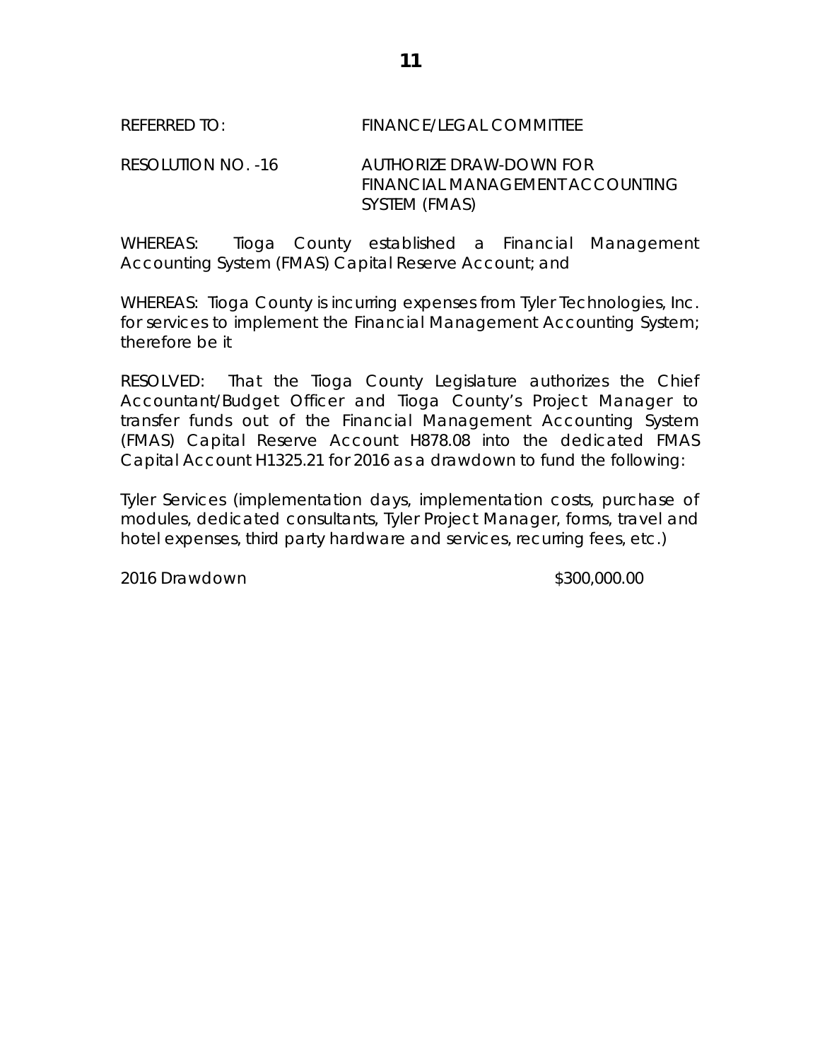REFERRED TO: FINANCE/LEGAL COMMITTEE

RESOLUTION NO. -16 AUTHORIZE DRAW-DOWN FOR FINANCIAL MANAGEMENT ACCOUNTING SYSTEM (FMAS)

WHEREAS: Tioga County established a Financial Management Accounting System (FMAS) Capital Reserve Account; and

WHEREAS: Tioga County is incurring expenses from Tyler Technologies, Inc. for services to implement the Financial Management Accounting System; therefore be it

RESOLVED: That the Tioga County Legislature authorizes the Chief Accountant/Budget Officer and Tioga County's Project Manager to transfer funds out of the Financial Management Accounting System (FMAS) Capital Reserve Account H878.08 into the dedicated FMAS Capital Account H1325.21 for 2016 as a drawdown to fund the following:

Tyler Services (implementation days, implementation costs, purchase of modules, dedicated consultants, Tyler Project Manager, forms, travel and hotel expenses, third party hardware and services, recurring fees, etc.)

2016 Drawdown $300,000.00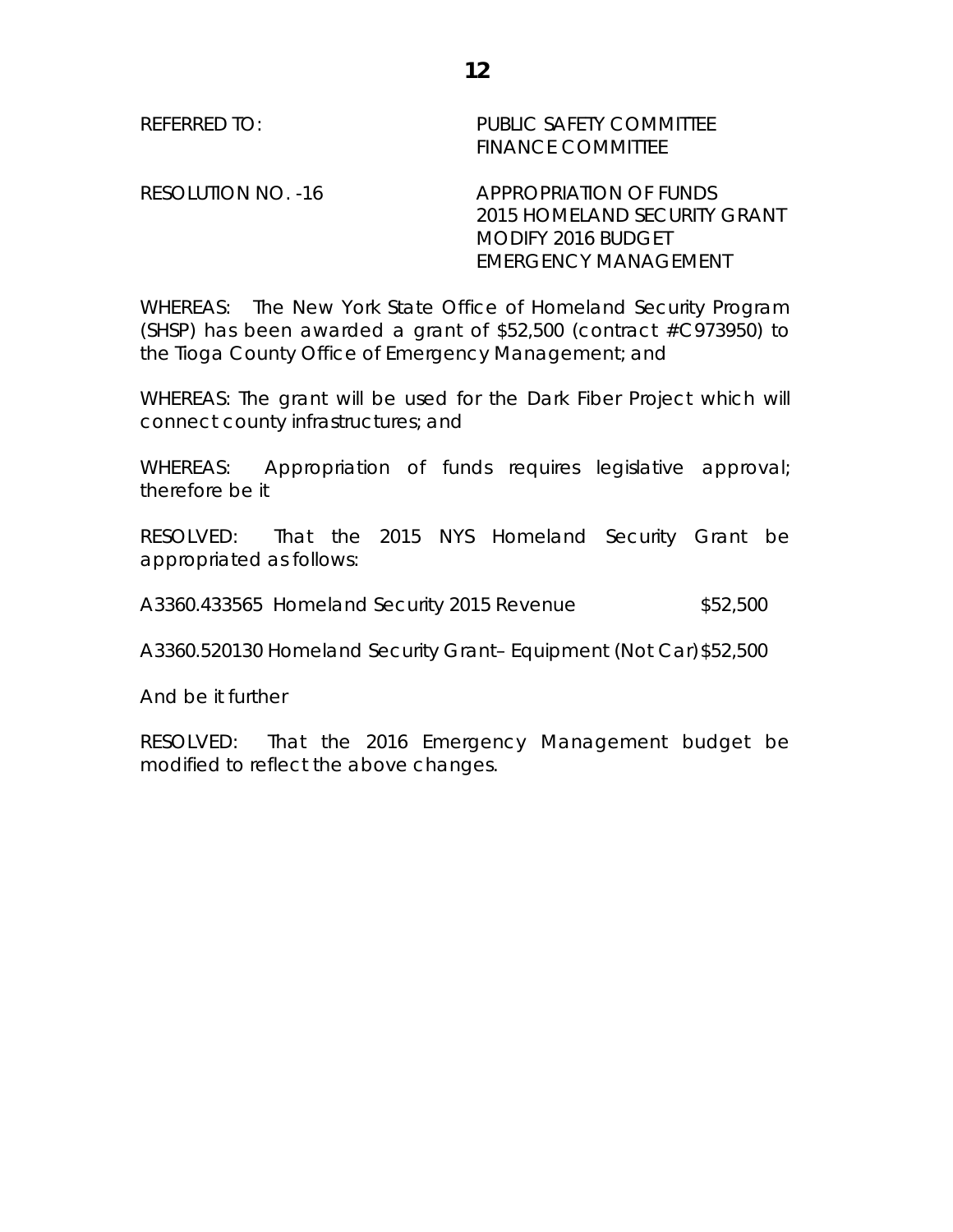REFERRED TO: PUBLIC SAFETY COMMITTEE
FINANCE COMMITTEE

RESOLUTION NO. -16 APPROPRIATION OF FUNDS
2015 HOMELAND SECURITY GRANT
MODIFY 2016 BUDGET
EMERGENCY MANAGEMENT

WHEREAS: The New York State Office of Homeland Security Program (SHSP) has been awarded a grant of $52,500 (contract #C973950) to the Tioga County Office of Emergency Management; and

WHEREAS: The grant will be used for the Dark Fiber Project which will connect county infrastructures; and

WHEREAS: Appropriation of funds requires legislative approval; therefore be it

RESOLVED: That the 2015 NYS Homeland Security Grant be appropriated as follows:

A3360.433565 Homeland Security 2015 Revenue $52,500

A3360.520130 Homeland Security Grant– Equipment (Not Car) $52,500

And be it further

RESOLVED: That the 2016 Emergency Management budget be modified to reflect the above changes.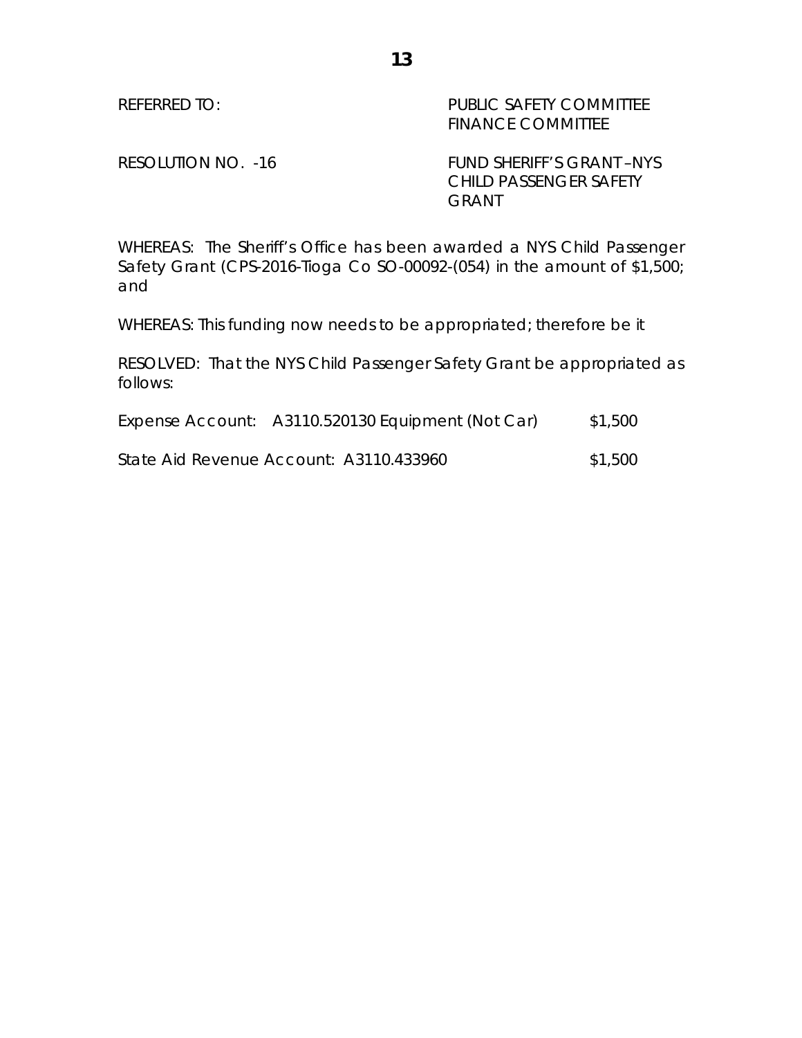REFERRED TO: PUBLIC SAFETY COMMITTEE
FINANCE COMMITTEE

RESOLUTION NO. -16 FUND SHERIFF'S GRANT –NYS CHILD PASSENGER SAFETY GRANT

WHEREAS: The Sheriff's Office has been awarded a NYS Child Passenger Safety Grant (CPS-2016-Tioga Co SO-00092-(054) in the amount of $1,500; and

WHEREAS: This funding now needs to be appropriated; therefore be it

RESOLVED: That the NYS Child Passenger Safety Grant be appropriated as follows:

Expense Account: A3110.520130 Equipment (Not Car) $1,500

State Aid Revenue Account: A3110.433960 $1,500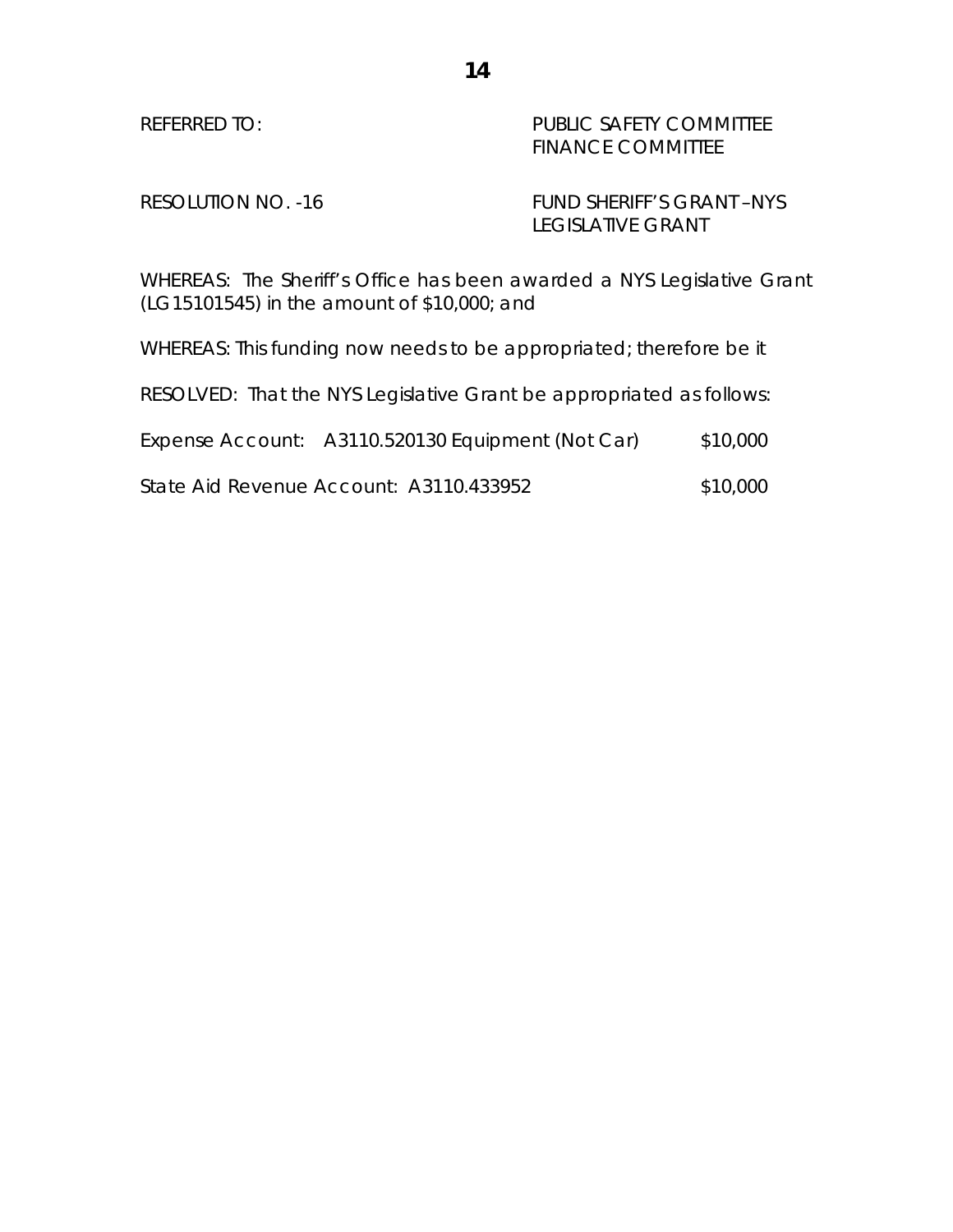REFERRED TO: PUBLIC SAFETY COMMITTEE
FINANCE COMMITTEE

RESOLUTION NO. -16 FUND SHERIFF'S GRANT –NYS LEGISLATIVE GRANT

WHEREAS: The Sheriff's Office has been awarded a NYS Legislative Grant (LG15101545) in the amount of $10,000; and

WHEREAS: This funding now needs to be appropriated; therefore be it

RESOLVED: That the NYS Legislative Grant be appropriated as follows:

Expense Account: A3110.520130 Equipment (Not Car) $10,000

State Aid Revenue Account: A3110.433952 $10,000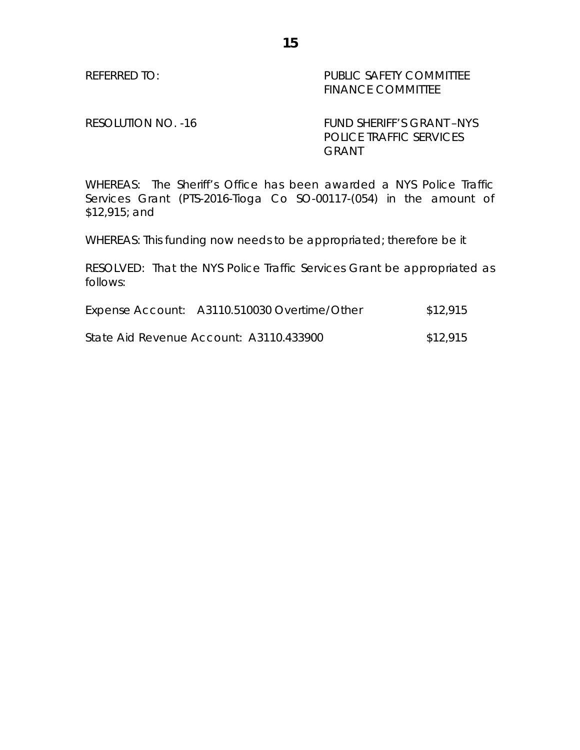REFERRED TO: PUBLIC SAFETY COMMITTEE
FINANCE COMMITTEE

RESOLUTION NO. -16 FUND SHERIFF'S GRANT –NYS POLICE TRAFFIC SERVICES GRANT

WHEREAS: The Sheriff's Office has been awarded a NYS Police Traffic Services Grant (PTS-2016-Tioga Co SO-00117-(054) in the amount of $12,915; and

WHEREAS: This funding now needs to be appropriated; therefore be it

RESOLVED: That the NYS Police Traffic Services Grant be appropriated as follows:

Expense Account: A3110.510030 Overtime/Other $12,915

State Aid Revenue Account: A3110.433900 $12,915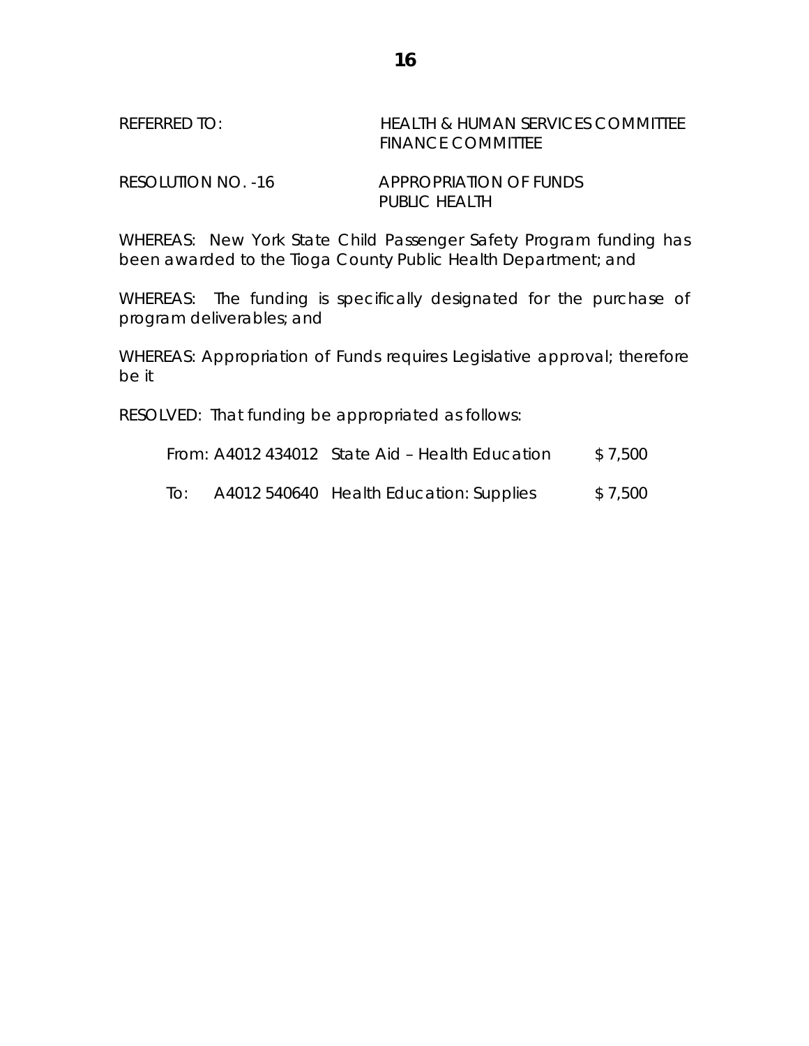REFERRED TO: HEALTH & HUMAN SERVICES COMMITTEE
FINANCE COMMITTEE

RESOLUTION NO. -16 APPROPRIATION OF FUNDS
PUBLIC HEALTH

WHEREAS: New York State Child Passenger Safety Program funding has been awarded to the Tioga County Public Health Department; and

WHEREAS: The funding is specifically designated for the purchase of program deliverables; and

WHEREAS: Appropriation of Funds requires Legislative approval; therefore be it

RESOLVED: That funding be appropriated as follows:

| | | | |
|---|---|---|---|
| From: | A4012 434012 | State Aid – Health Education | $ 7,500 |
| To: | A4012 540640 | Health Education: Supplies | $ 7,500 |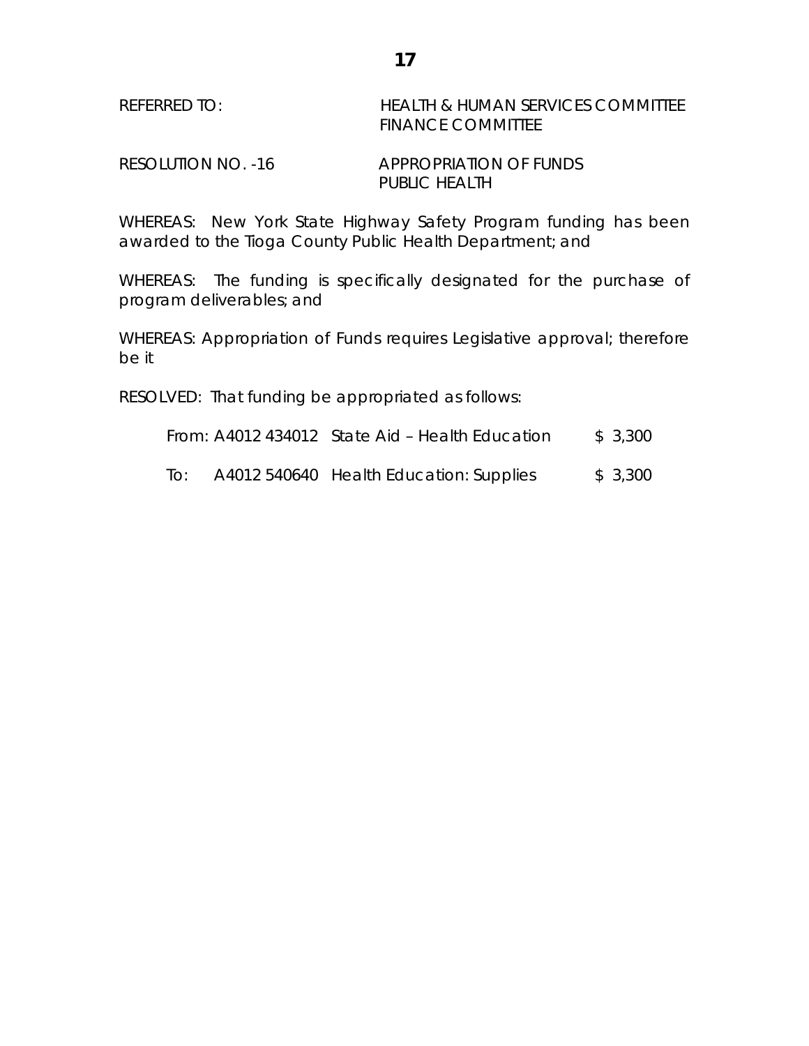REFERRED TO: HEALTH & HUMAN SERVICES COMMITTEE
FINANCE COMMITTEE

RESOLUTION NO. -16 APPROPRIATION OF FUNDS
PUBLIC HEALTH

WHEREAS: New York State Highway Safety Program funding has been awarded to the Tioga County Public Health Department; and

WHEREAS: The funding is specifically designated for the purchase of program deliverables; and

WHEREAS: Appropriation of Funds requires Legislative approval; therefore be it

RESOLVED: That funding be appropriated as follows:

| | | | |
|---|---|---|---|
| From: | A4012 434012 | State Aid – Health Education | $ 3,300 |
| To: | A4012 540640 | Health Education: Supplies | $ 3,300 |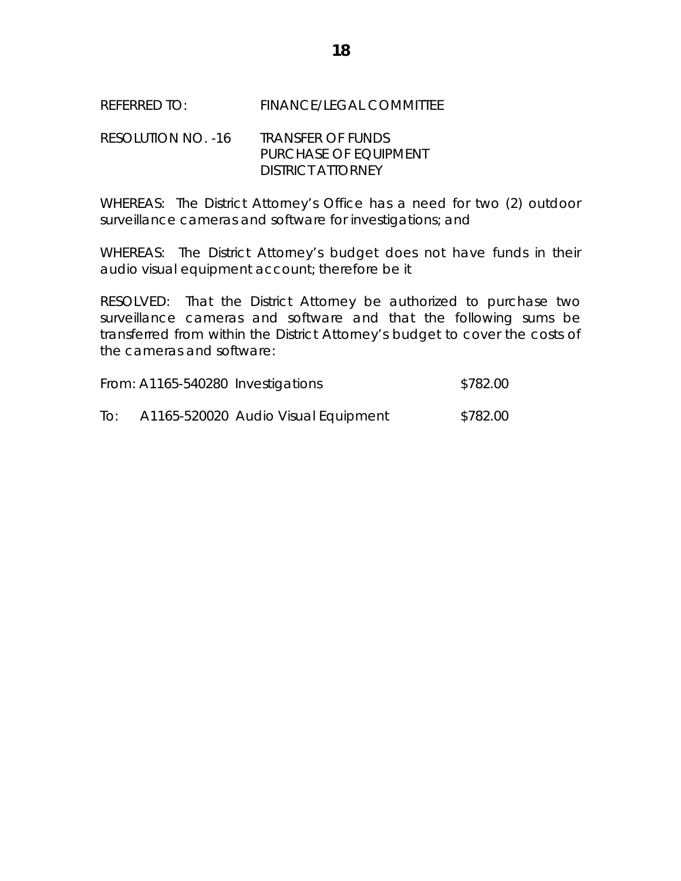REFERRED TO: FINANCE/LEGAL COMMITTEE

RESOLUTION NO. -16 TRANSFER OF FUNDS
PURCHASE OF EQUIPMENT
DISTRICT ATTORNEY

WHEREAS: The District Attorney's Office has a need for two (2) outdoor surveillance cameras and software for investigations; and

WHEREAS: The District Attorney's budget does not have funds in their audio visual equipment account; therefore be it

RESOLVED: That the District Attorney be authorized to purchase two surveillance cameras and software and that the following sums be transferred from within the District Attorney's budget to cover the costs of the cameras and software:

From: A1165-540280 Investigations $782.00

To: A1165-520020 Audio Visual Equipment $782.00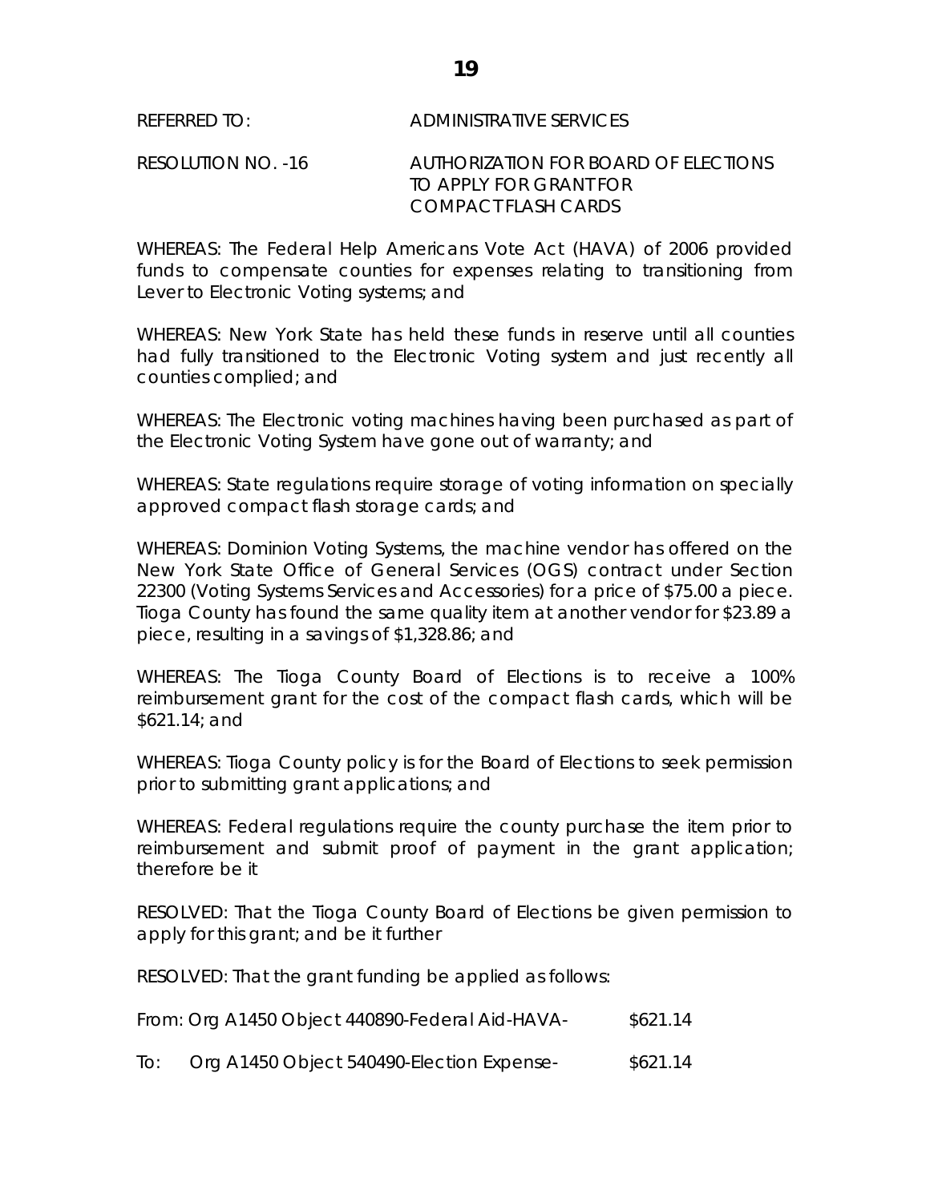REFERRED TO: ADMINISTRATIVE SERVICES

RESOLUTION NO. -16 AUTHORIZATION FOR BOARD OF ELECTIONS TO APPLY FOR GRANT FOR COMPACT FLASH CARDS

WHEREAS: The Federal Help Americans Vote Act (HAVA) of 2006 provided funds to compensate counties for expenses relating to transitioning from Lever to Electronic Voting systems; and

WHEREAS: New York State has held these funds in reserve until all counties had fully transitioned to the Electronic Voting system and just recently all counties complied; and

WHEREAS: The Electronic voting machines having been purchased as part of the Electronic Voting System have gone out of warranty; and

WHEREAS: State regulations require storage of voting information on specially approved compact flash storage cards; and

WHEREAS: Dominion Voting Systems, the machine vendor has offered on the New York State Office of General Services (OGS) contract under Section 22300 (Voting Systems Services and Accessories) for a price of $75.00 a piece. Tioga County has found the same quality item at another vendor for $23.89 a piece, resulting in a savings of $1,328.86; and

WHEREAS: The Tioga County Board of Elections is to receive a 100% reimbursement grant for the cost of the compact flash cards, which will be $621.14; and

WHEREAS: Tioga County policy is for the Board of Elections to seek permission prior to submitting grant applications; and

WHEREAS: Federal regulations require the county purchase the item prior to reimbursement and submit proof of payment in the grant application; therefore be it

RESOLVED: That the Tioga County Board of Elections be given permission to apply for this grant; and be it further

RESOLVED: That the grant funding be applied as follows:

From: Org A1450 Object 440890-Federal Aid-HAVA- $621.14

To: Org A1450 Object 540490-Election Expense- $621.14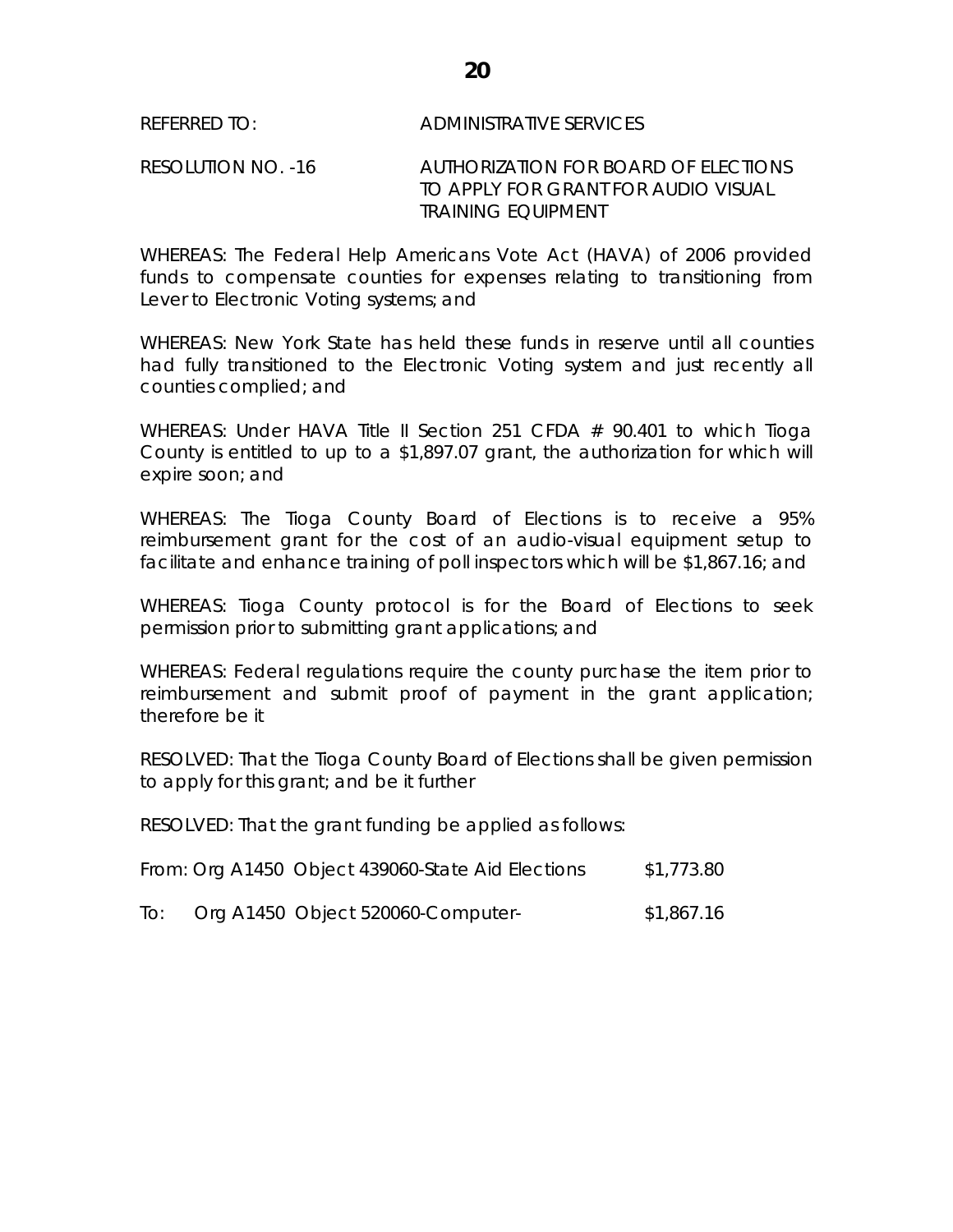REFERRED TO: ADMINISTRATIVE SERVICES

RESOLUTION NO. -16 AUTHORIZATION FOR BOARD OF ELECTIONS TO APPLY FOR GRANT FOR AUDIO VISUAL TRAINING EQUIPMENT

WHEREAS: The Federal Help Americans Vote Act (HAVA) of 2006 provided funds to compensate counties for expenses relating to transitioning from Lever to Electronic Voting systems; and

WHEREAS: New York State has held these funds in reserve until all counties had fully transitioned to the Electronic Voting system and just recently all counties complied; and

WHEREAS: Under HAVA Title II Section 251 CFDA # 90.401 to which Tioga County is entitled to up to a $1,897.07 grant, the authorization for which will expire soon; and

WHEREAS: The Tioga County Board of Elections is to receive a 95% reimbursement grant for the cost of an audio-visual equipment setup to facilitate and enhance training of poll inspectors which will be $1,867.16; and

WHEREAS: Tioga County protocol is for the Board of Elections to seek permission prior to submitting grant applications; and

WHEREAS: Federal regulations require the county purchase the item prior to reimbursement and submit proof of payment in the grant application; therefore be it

RESOLVED: That the Tioga County Board of Elections shall be given permission to apply for this grant; and be it further

RESOLVED: That the grant funding be applied as follows:

From: Org A1450 Object 439060-State Aid Elections $1,773.80

To: Org A1450 Object 520060-Computer- $1,867.16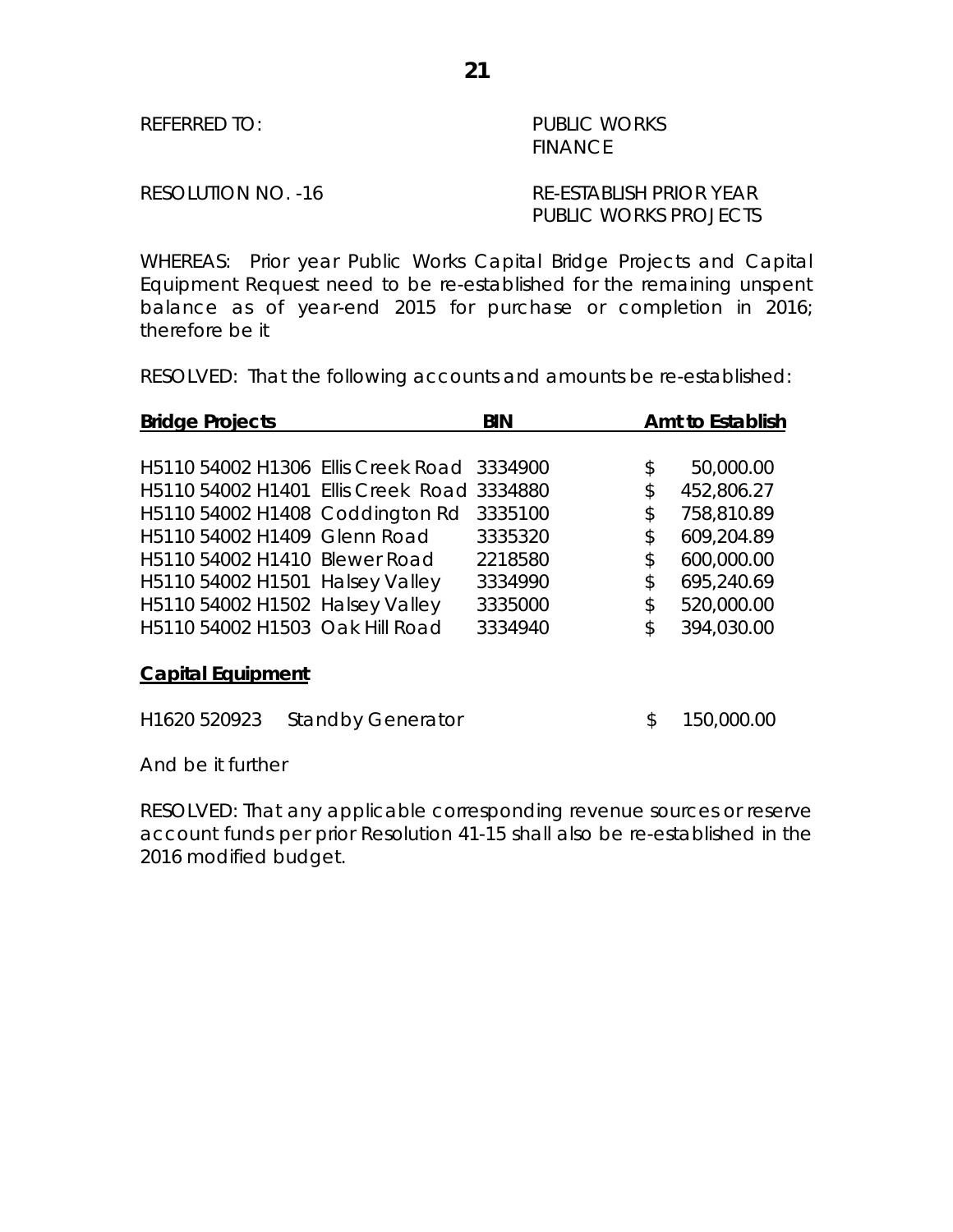REFERRED TO: PUBLIC WORKS
FINANCE

RESOLUTION NO. -16 RE-ESTABLISH PRIOR YEAR PUBLIC WORKS PROJECTS

WHEREAS: Prior year Public Works Capital Bridge Projects and Capital Equipment Request need to be re-established for the remaining unspent balance as of year-end 2015 for purchase or completion in 2016; therefore be it

RESOLVED: That the following accounts and amounts be re-established:

| **Bridge Projects** | **BIN** | **Amt to Establish** |
|---|---|---|
| H5110 54002 H1306 Ellis Creek Road | 3334900 | $ 50,000.00 |
| H5110 54002 H1401 Ellis Creek Road | 3334880 | $ 452,806.27 |
| H5110 54002 H1408 Coddington Rd | 3335100 | $ 758,810.89 |
| H5110 54002 H1409 Glenn Road | 3335320 | $ 609,204.89 |
| H5110 54002 H1410 Blewer Road | 2218580 | $ 600,000.00 |
| H5110 54002 H1501 Halsey Valley | 3334990 | $ 695,240.69 |
| H5110 54002 H1502 Halsey Valley | 3335000 | $ 520,000.00 |
| H5110 54002 H1503 Oak Hill Road | 3334940 | $ 394,030.00 |

**Capital Equipment**

| | | |
|---|---|---|
| H1620 520923 Standby Generator | | $ 150,000.00 |

And be it further

RESOLVED: That any applicable corresponding revenue sources or reserve account funds per prior Resolution 41-15 shall also be re-established in the 2016 modified budget.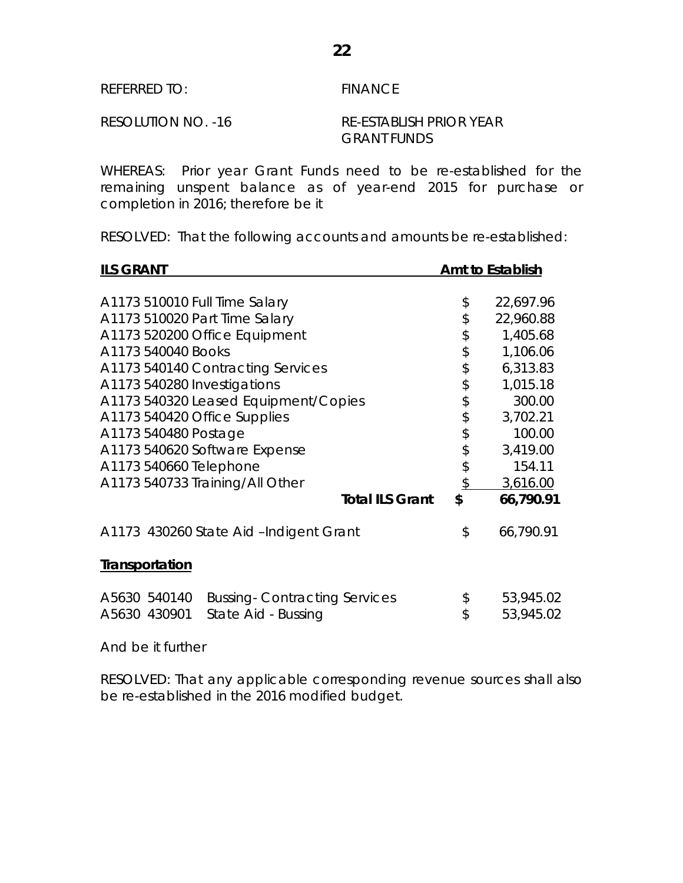REFERRED TO: FINANCE

RESOLUTION NO. -16 RE-ESTABLISH PRIOR YEAR GRANT FUNDS

WHEREAS: Prior year Grant Funds need to be re-established for the remaining unspent balance as of year-end 2015 for purchase or completion in 2016; therefore be it

RESOLVED: That the following accounts and amounts be re-established:

| **ILS GRANT** | | **Amt to Establish** |
|---|---|---|
| A1173 510010 Full Time Salary | $ | 22,697.96 |
| A1173 510020 Part Time Salary | $ | 22,960.88 |
| A1173 520200 Office Equipment | $ | 1,405.68 |
| A1173 540040 Books | $ | 1,106.06 |
| A1173 540140 Contracting Services | $ | 6,313.83 |
| A1173 540280 Investigations | $ | 1,015.18 |
| A1173 540320 Leased Equipment/Copies | $ | 300.00 |
| A1173 540420 Office Supplies | $ | 3,702.21 |
| A1173 540480 Postage | $ | 100.00 |
| A1173 540620 Software Expense | $ | 3,419.00 |
| A1173 540660 Telephone | $ | 154.11 |
| A1173 540733 Training/All Other | $ | 3,616.00 |
| **Total ILS Grant** | **$** | **66,790.91** |
| | | |
| A1173 430260 State Aid –Indigent Grant | $ | 66,790.91 |
| | | |
| **Transportation** | | |
| | | |
| A5630 540140 Bussing- Contracting Services | $ | 53,945.02 |
| A5630 430901 State Aid - Bussing | $ | 53,945.02 |

And be it further

RESOLVED: That any applicable corresponding revenue sources shall also be re-established in the 2016 modified budget.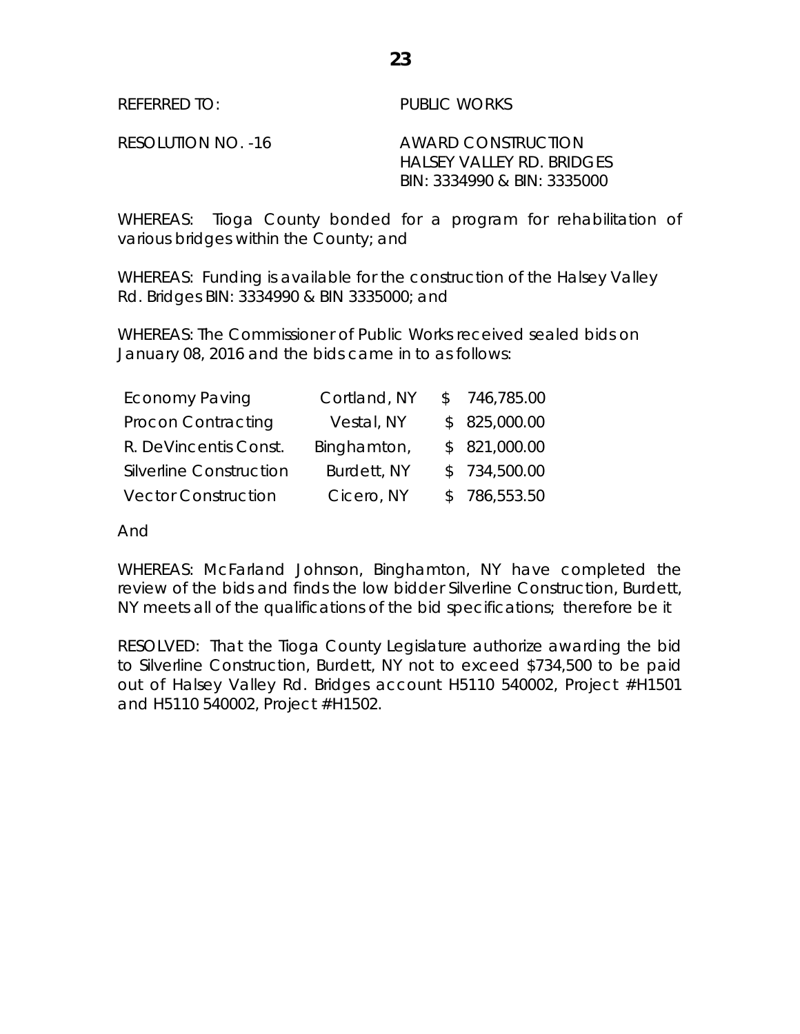REFERRED TO: PUBLIC WORKS

RESOLUTION NO. -16 AWARD CONSTRUCTION
HALSEY VALLEY RD. BRIDGES
BIN: 3334990 & BIN: 3335000

WHEREAS: Tioga County bonded for a program for rehabilitation of various bridges within the County; and

WHEREAS: Funding is available for the construction of the Halsey Valley Rd. Bridges BIN: 3334990 & BIN 3335000; and

WHEREAS: The Commissioner of Public Works received sealed bids on January 08, 2016 and the bids came in to as follows:

| | | |
|---|---|---|
| Economy Paving | Cortland, NY | $ 746,785.00 |
| Procon Contracting | Vestal, NY | $ 825,000.00 |
| R. DeVincentis Const. | Binghamton, | $ 821,000.00 |
| Silverline Construction | Burdett, NY | $ 734,500.00 |
| Vector Construction | Cicero, NY | $ 786,553.50 |

And

WHEREAS: McFarland Johnson, Binghamton, NY have completed the review of the bids and finds the low bidder Silverline Construction, Burdett, NY meets all of the qualifications of the bid specifications; therefore be it

RESOLVED: That the Tioga County Legislature authorize awarding the bid to Silverline Construction, Burdett, NY not to exceed $734,500 to be paid out of Halsey Valley Rd. Bridges account H5110 540002, Project #H1501 and H5110 540002, Project #H1502.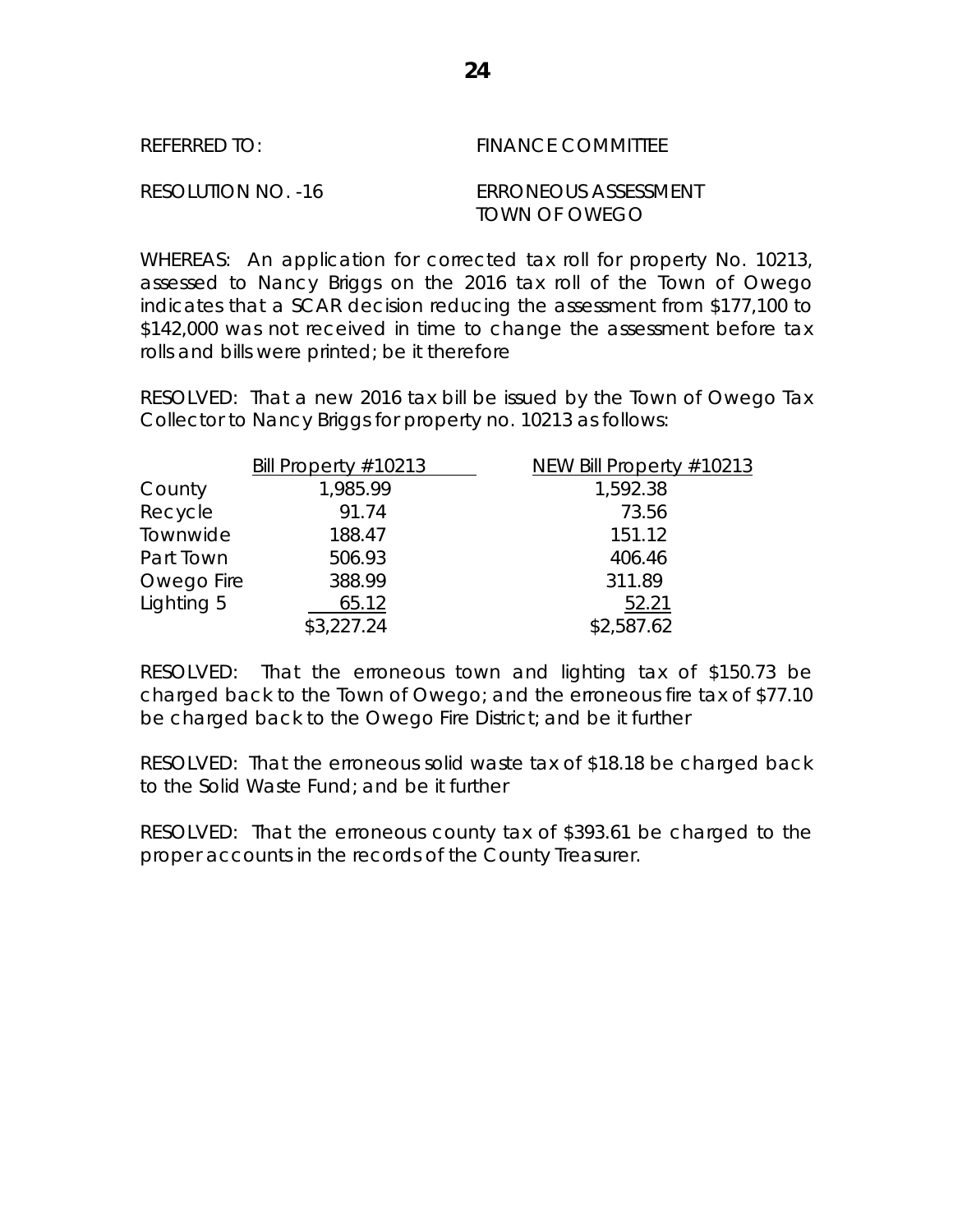REFERRED TO: FINANCE COMMITTEE

RESOLUTION NO. -16 ERRONEOUS ASSESSMENT TOWN OF OWEGO

WHEREAS: An application for corrected tax roll for property No. 10213, assessed to Nancy Briggs on the 2016 tax roll of the Town of Owego indicates that a SCAR decision reducing the assessment from $177,100 to $142,000 was not received in time to change the assessment before tax rolls and bills were printed; be it therefore

RESOLVED: That a new 2016 tax bill be issued by the Town of Owego Tax Collector to Nancy Briggs for property no. 10213 as follows:

| | Bill Property #10213 | NEW Bill Property #10213 |
|---|---|---|
| County | 1,985.99 | 1,592.38 |
| Recycle | 91.74 | 73.56 |
| Townwide | 188.47 | 151.12 |
| Part Town | 506.93 | 406.46 |
| Owego Fire | 388.99 | 311.89 |
| Lighting 5 | 65.12 | 52.21 |
| | $3,227.24 | $2,587.62 |

RESOLVED: That the erroneous town and lighting tax of $150.73 be charged back to the Town of Owego; and the erroneous fire tax of $77.10 be charged back to the Owego Fire District; and be it further

RESOLVED: That the erroneous solid waste tax of $18.18 be charged back to the Solid Waste Fund; and be it further

RESOLVED: That the erroneous county tax of $393.61 be charged to the proper accounts in the records of the County Treasurer.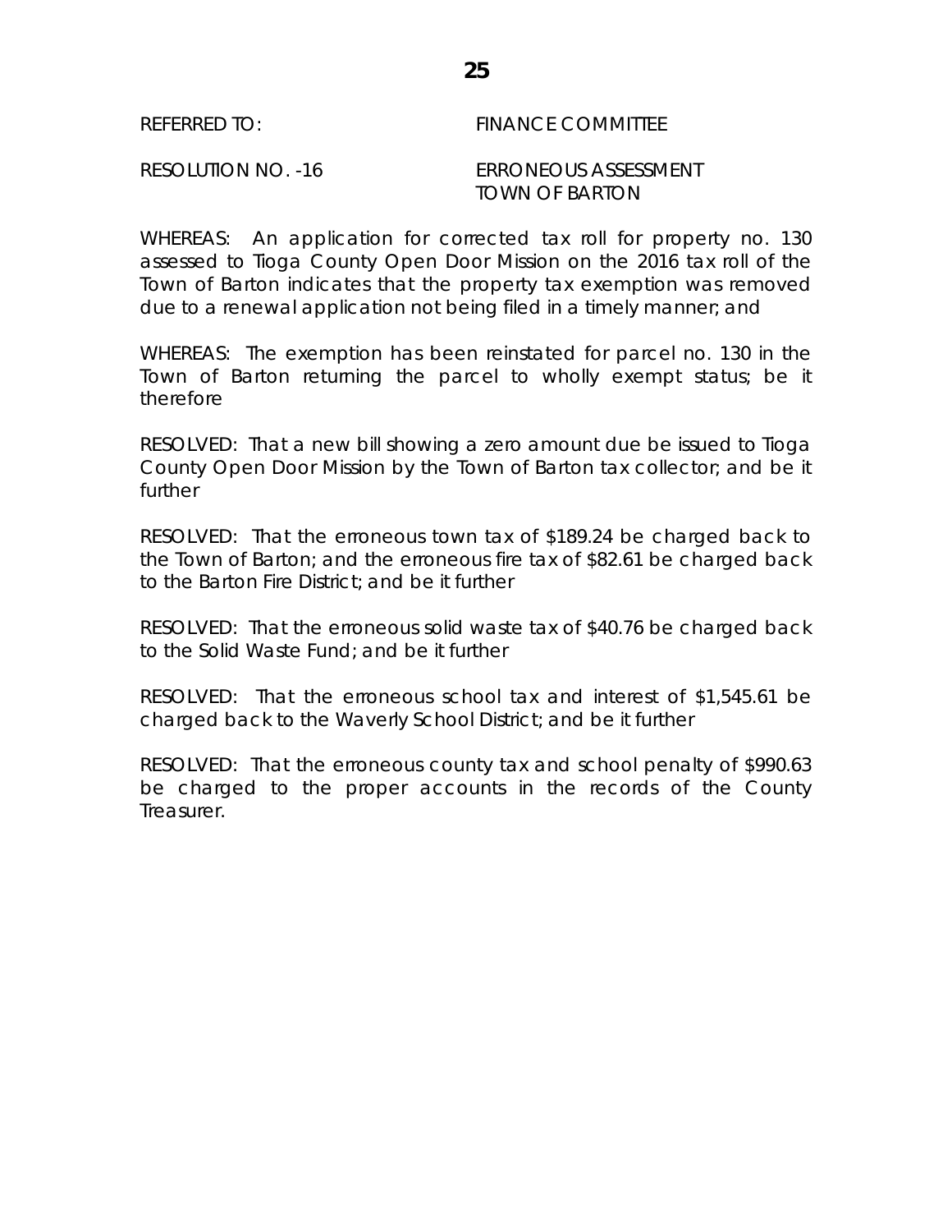REFERRED TO: FINANCE COMMITTEE

RESOLUTION NO. -16 ERRONEOUS ASSESSMENT
TOWN OF BARTON

WHEREAS: An application for corrected tax roll for property no. 130 assessed to Tioga County Open Door Mission on the 2016 tax roll of the Town of Barton indicates that the property tax exemption was removed due to a renewal application not being filed in a timely manner; and

WHEREAS: The exemption has been reinstated for parcel no. 130 in the Town of Barton returning the parcel to wholly exempt status; be it therefore

RESOLVED: That a new bill showing a zero amount due be issued to Tioga County Open Door Mission by the Town of Barton tax collector; and be it further

RESOLVED: That the erroneous town tax of $189.24 be charged back to the Town of Barton; and the erroneous fire tax of $82.61 be charged back to the Barton Fire District; and be it further

RESOLVED: That the erroneous solid waste tax of $40.76 be charged back to the Solid Waste Fund; and be it further

RESOLVED: That the erroneous school tax and interest of $1,545.61 be charged back to the Waverly School District; and be it further

RESOLVED: That the erroneous county tax and school penalty of $990.63 be charged to the proper accounts in the records of the County Treasurer.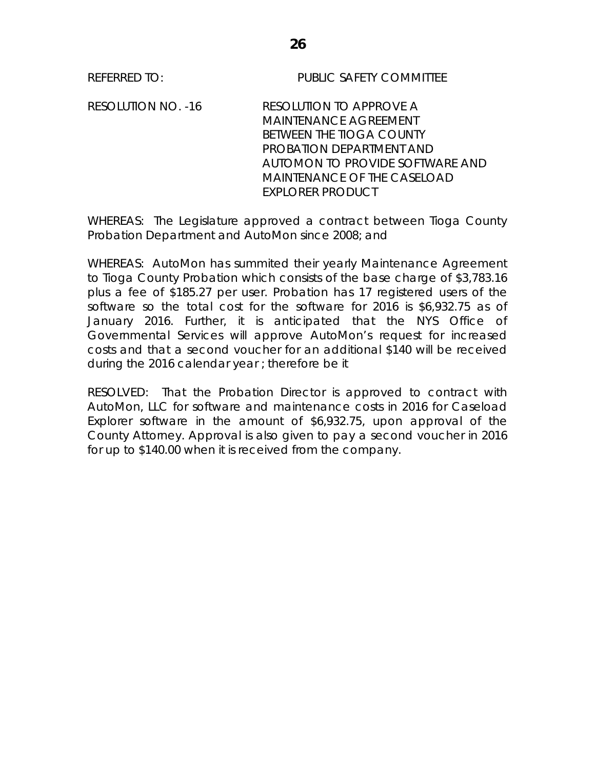REFERRED TO: PUBLIC SAFETY COMMITTEE

RESOLUTION NO. -16 RESOLUTION TO APPROVE A MAINTENANCE AGREEMENT BETWEEN THE TIOGA COUNTY PROBATION DEPARTMENT AND AUTOMON TO PROVIDE SOFTWARE AND MAINTENANCE OF THE CASELOAD EXPLORER PRODUCT

WHEREAS: The Legislature approved a contract between Tioga County Probation Department and AutoMon since 2008; and

WHEREAS: AutoMon has summited their yearly Maintenance Agreement to Tioga County Probation which consists of the base charge of $3,783.16 plus a fee of $185.27 per user. Probation has 17 registered users of the software so the total cost for the software for 2016 is $6,932.75 as of January 2016. Further, it is anticipated that the NYS Office of Governmental Services will approve AutoMon's request for increased costs and that a second voucher for an additional $140 will be received during the 2016 calendar year ; therefore be it

RESOLVED: That the Probation Director is approved to contract with AutoMon, LLC for software and maintenance costs in 2016 for Caseload Explorer software in the amount of $6,932.75, upon approval of the County Attorney. Approval is also given to pay a second voucher in 2016 for up to $140.00 when it is received from the company.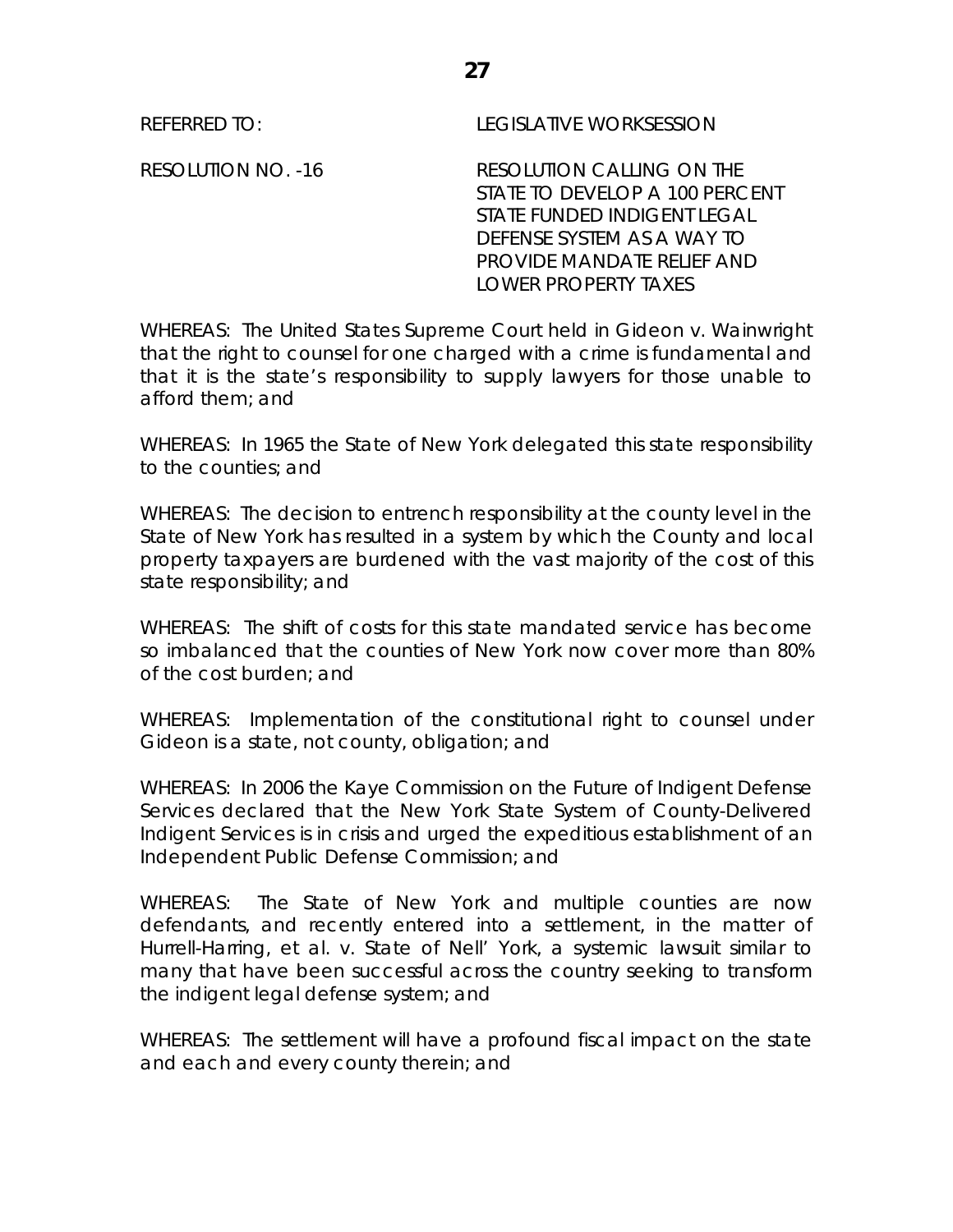REFERRED TO: LEGISLATIVE WORKSESSION

RESOLUTION NO. -16 RESOLUTION CALLING ON THE STATE TO DEVELOP A 100 PERCENT STATE FUNDED INDIGENT LEGAL DEFENSE SYSTEM AS A WAY TO PROVIDE MANDATE RELIEF AND LOWER PROPERTY TAXES

WHEREAS: The United States Supreme Court held in Gideon v. Wainwright that the right to counsel for one charged with a crime is fundamental and that it is the state's responsibility to supply lawyers for those unable to afford them; and

WHEREAS: In 1965 the State of New York delegated this state responsibility to the counties; and

WHEREAS: The decision to entrench responsibility at the county level in the State of New York has resulted in a system by which the County and local property taxpayers are burdened with the vast majority of the cost of this state responsibility; and

WHEREAS: The shift of costs for this state mandated service has become so imbalanced that the counties of New York now cover more than 80% of the cost burden; and

WHEREAS: Implementation of the constitutional right to counsel under Gideon is a state, not county, obligation; and

WHEREAS: In 2006 the Kaye Commission on the Future of Indigent Defense Services declared that the New York State System of County-Delivered Indigent Services is in crisis and urged the expeditious establishment of an Independent Public Defense Commission; and

WHEREAS: The State of New York and multiple counties are now defendants, and recently entered into a settlement, in the matter of Hurrell-Harring, et al. v. State of Nell' York, a systemic lawsuit similar to many that have been successful across the country seeking to transform the indigent legal defense system; and

WHEREAS: The settlement will have a profound fiscal impact on the state and each and every county therein; and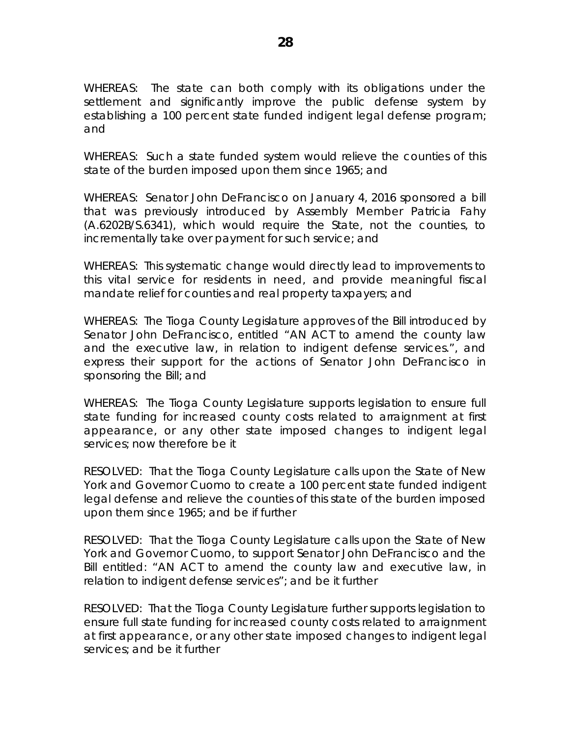WHEREAS: The state can both comply with its obligations under the settlement and significantly improve the public defense system by establishing a 100 percent state funded indigent legal defense program; and

WHEREAS: Such a state funded system would relieve the counties of this state of the burden imposed upon them since 1965; and

WHEREAS: Senator John DeFrancisco on January 4, 2016 sponsored a bill that was previously introduced by Assembly Member Patricia Fahy (A.6202B/S.6341), which would require the State, not the counties, to incrementally take over payment for such service; and

WHEREAS: This systematic change would directly lead to improvements to this vital service for residents in need, and provide meaningful fiscal mandate relief for counties and real property taxpayers; and

WHEREAS: The Tioga County Legislature approves of the Bill introduced by Senator John DeFrancisco, entitled "AN ACT to amend the county law and the executive law, in relation to indigent defense services.", and express their support for the actions of Senator John DeFrancisco in sponsoring the Bill; and

WHEREAS: The Tioga County Legislature supports legislation to ensure full state funding for increased county costs related to arraignment at first appearance, or any other state imposed changes to indigent legal services; now therefore be it

RESOLVED: That the Tioga County Legislature calls upon the State of New York and Governor Cuomo to create a 100 percent state funded indigent legal defense and relieve the counties of this state of the burden imposed upon them since 1965; and be if further

RESOLVED: That the Tioga County Legislature calls upon the State of New York and Governor Cuomo, to support Senator John DeFrancisco and the Bill entitled: "AN ACT to amend the county law and executive law, in relation to indigent defense services"; and be it further

RESOLVED: That the Tioga County Legislature further supports legislation to ensure full state funding for increased county costs related to arraignment at first appearance, or any other state imposed changes to indigent legal services; and be it further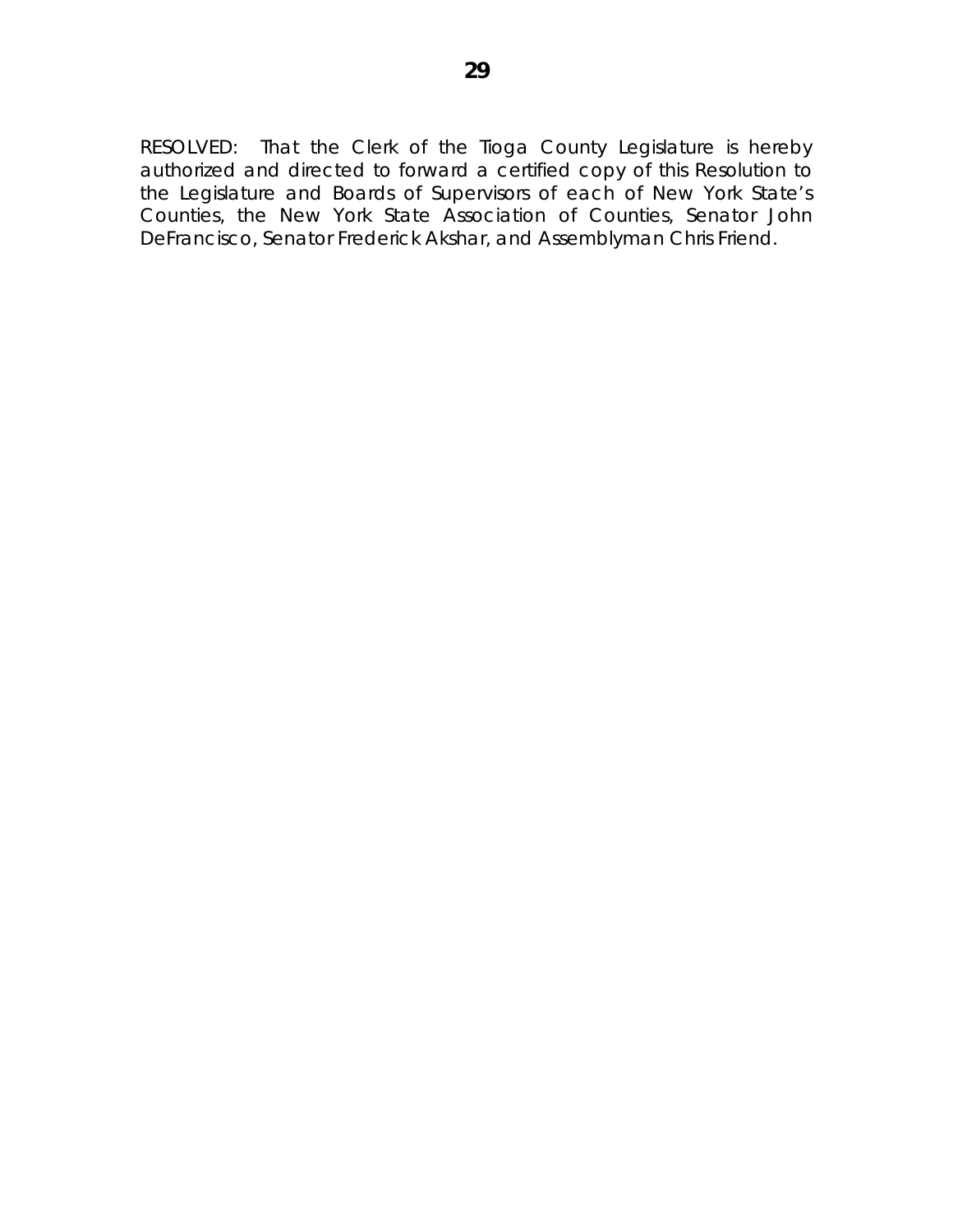RESOLVED: That the Clerk of the Tioga County Legislature is hereby authorized and directed to forward a certified copy of this Resolution to the Legislature and Boards of Supervisors of each of New York State's Counties, the New York State Association of Counties, Senator John DeFrancisco, Senator Frederick Akshar, and Assemblyman Chris Friend.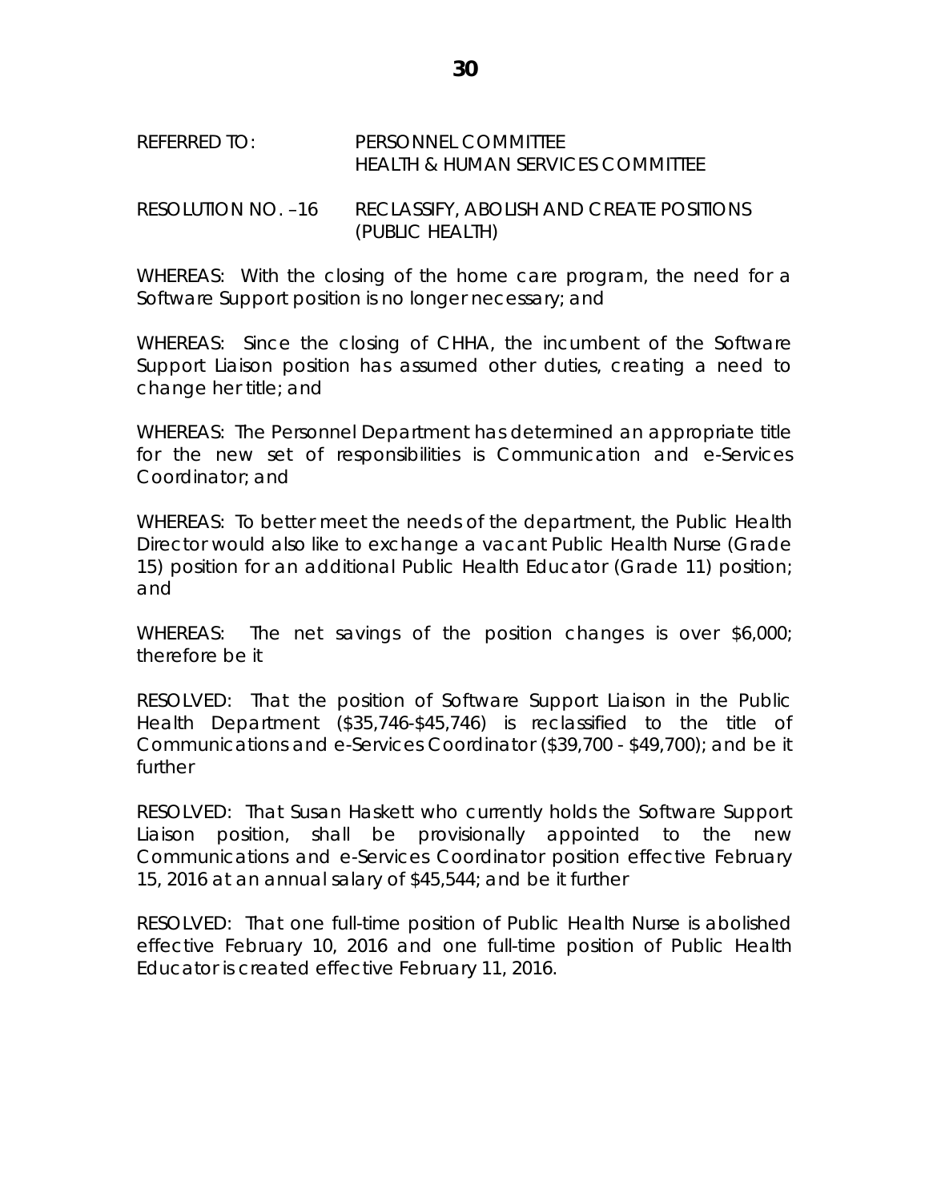REFERRED TO: PERSONNEL COMMITTEE
HEALTH & HUMAN SERVICES COMMITTEE

RESOLUTION NO. –16 RECLASSIFY, ABOLISH AND CREATE POSITIONS (PUBLIC HEALTH)

WHEREAS: With the closing of the home care program, the need for a Software Support position is no longer necessary; and

WHEREAS: Since the closing of CHHA, the incumbent of the Software Support Liaison position has assumed other duties, creating a need to change her title; and

WHEREAS: The Personnel Department has determined an appropriate title for the new set of responsibilities is Communication and e-Services Coordinator; and

WHEREAS: To better meet the needs of the department, the Public Health Director would also like to exchange a vacant Public Health Nurse (Grade 15) position for an additional Public Health Educator (Grade 11) position; and

WHEREAS: The net savings of the position changes is over $6,000; therefore be it

RESOLVED: That the position of Software Support Liaison in the Public Health Department ($35,746-$45,746) is reclassified to the title of Communications and e-Services Coordinator ($39,700 - $49,700); and be it further

RESOLVED: That Susan Haskett who currently holds the Software Support Liaison position, shall be provisionally appointed to the new Communications and e-Services Coordinator position effective February 15, 2016 at an annual salary of $45,544; and be it further

RESOLVED: That one full-time position of Public Health Nurse is abolished effective February 10, 2016 and one full-time position of Public Health Educator is created effective February 11, 2016.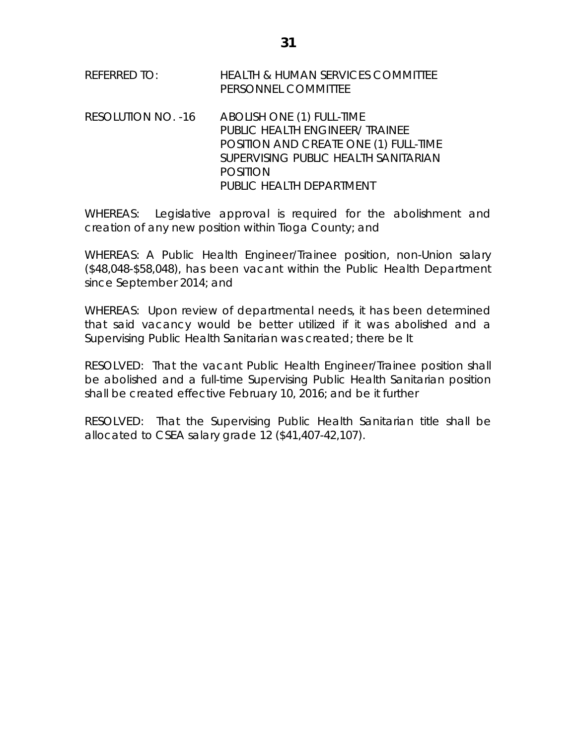REFERRED TO: HEALTH & HUMAN SERVICES COMMITTEE
PERSONNEL COMMITTEE

RESOLUTION NO. -16 ABOLISH ONE (1) FULL-TIME PUBLIC HEALTH ENGINEER/ TRAINEE POSITION AND CREATE ONE (1) FULL-TIME SUPERVISING PUBLIC HEALTH SANITARIAN POSITION
PUBLIC HEALTH DEPARTMENT

WHEREAS: Legislative approval is required for the abolishment and creation of any new position within Tioga County; and

WHEREAS: A Public Health Engineer/Trainee position, non-Union salary ($48,048-$58,048), has been vacant within the Public Health Department since September 2014; and

WHEREAS: Upon review of departmental needs, it has been determined that said vacancy would be better utilized if it was abolished and a Supervising Public Health Sanitarian was created; there be It

RESOLVED: That the vacant Public Health Engineer/Trainee position shall be abolished and a full-time Supervising Public Health Sanitarian position shall be created effective February 10, 2016; and be it further

RESOLVED: That the Supervising Public Health Sanitarian title shall be allocated to CSEA salary grade 12 ($41,407-42,107).